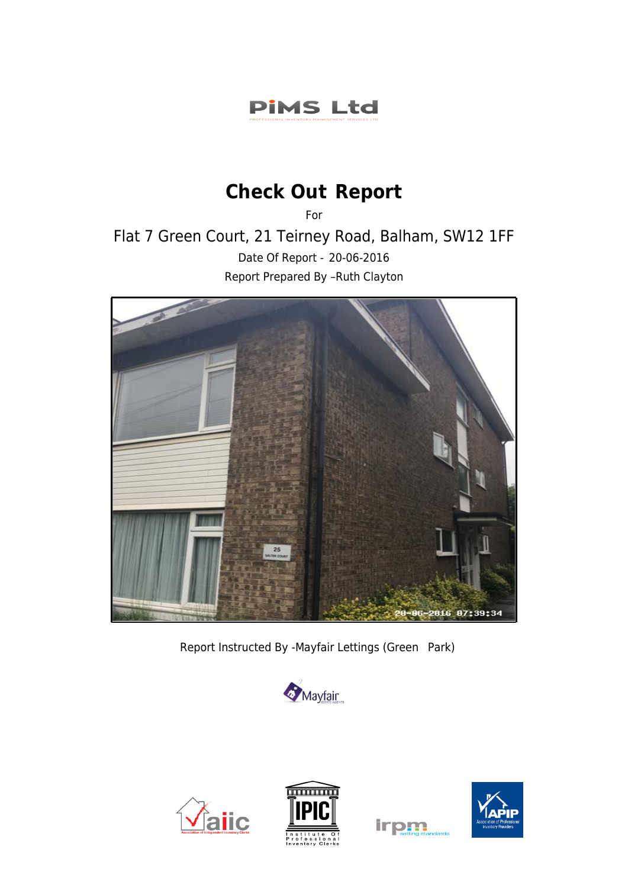PiMS Ltd

PROFESSIONAL INVENTORY MANAGEMENT SERVICES LTD

# Check Out Report

For

Flat 7 Green Court, 21 Teirney Road, Balham, SW12 1FF

Date Of Report - 20-06-2016

Report Prepared By –Ruth Clayton

Report Instructed By -Mayfair Lettings (Green Park)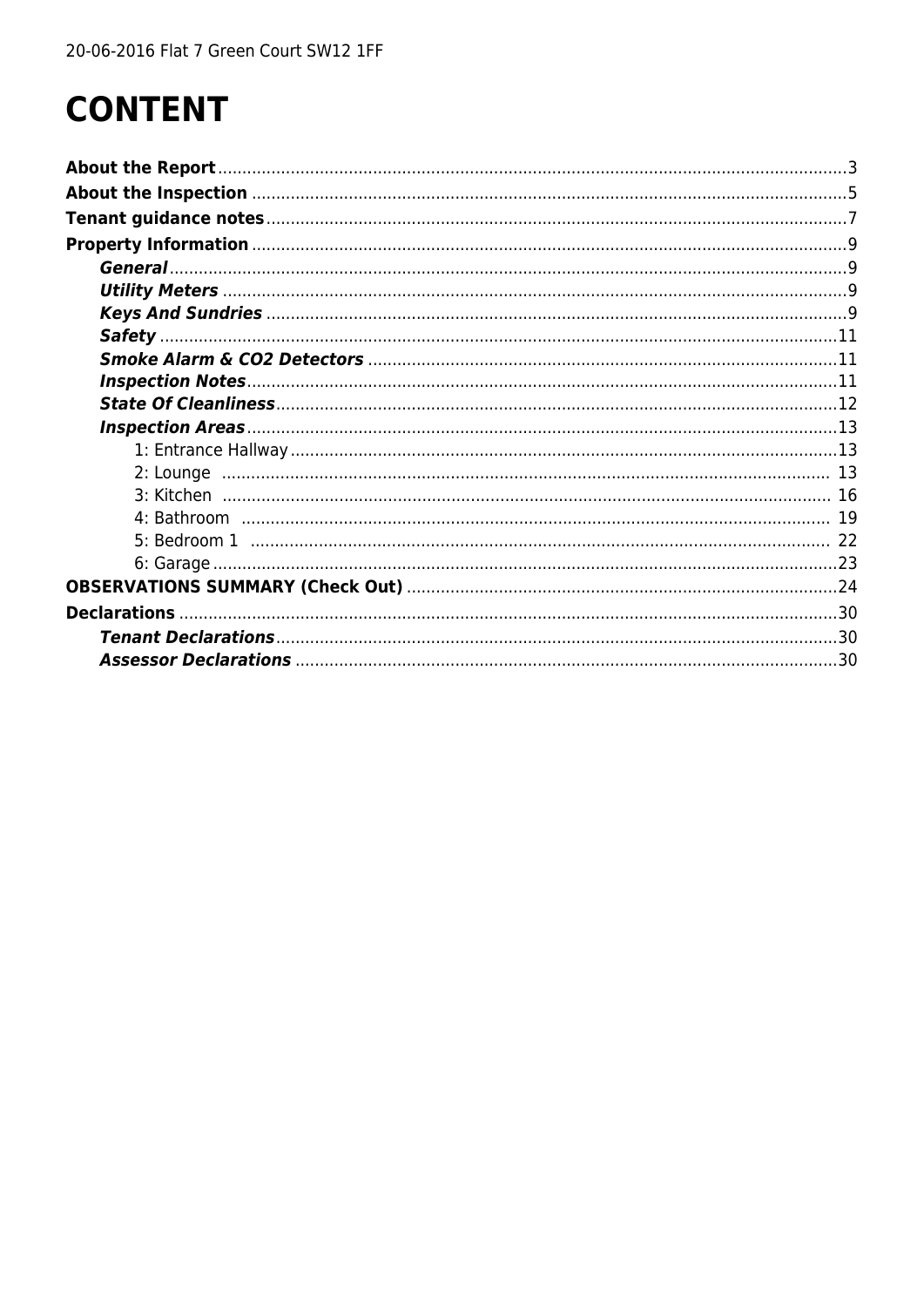# CONTENT

**About the Report** ................................................ 3

**About the Inspection** ................................................ 5

**Tenant guidance notes** ................................................ 7

**Property Information** ................................................ 9

- ***General*** ................................................ 9
- ***Utility Meters*** ................................................ 9
- ***Keys And Sundries*** ................................................ 9
- ***Safety*** ................................................ 11
- ***Smoke Alarm & CO2 Detectors*** ................................................ 11
- ***Inspection Notes*** ................................................ 11
- ***State Of Cleanliness*** ................................................ 12
- ***Inspection Areas*** ................................................ 13
  - 1: Entrance Hallway ................................................ 13
  - 2: Lounge ................................................ 13
  - 3: Kitchen ................................................ 16
  - 4: Bathroom ................................................ 19
  - 5: Bedroom 1 ................................................ 22
  - 6: Garage ................................................ 23

**OBSERVATIONS SUMMARY (Check Out)** ................................................ 24

**Declarations** ................................................ 30

- ***Tenant Declarations*** ................................................ 30
- ***Assessor Declarations*** ................................................ 30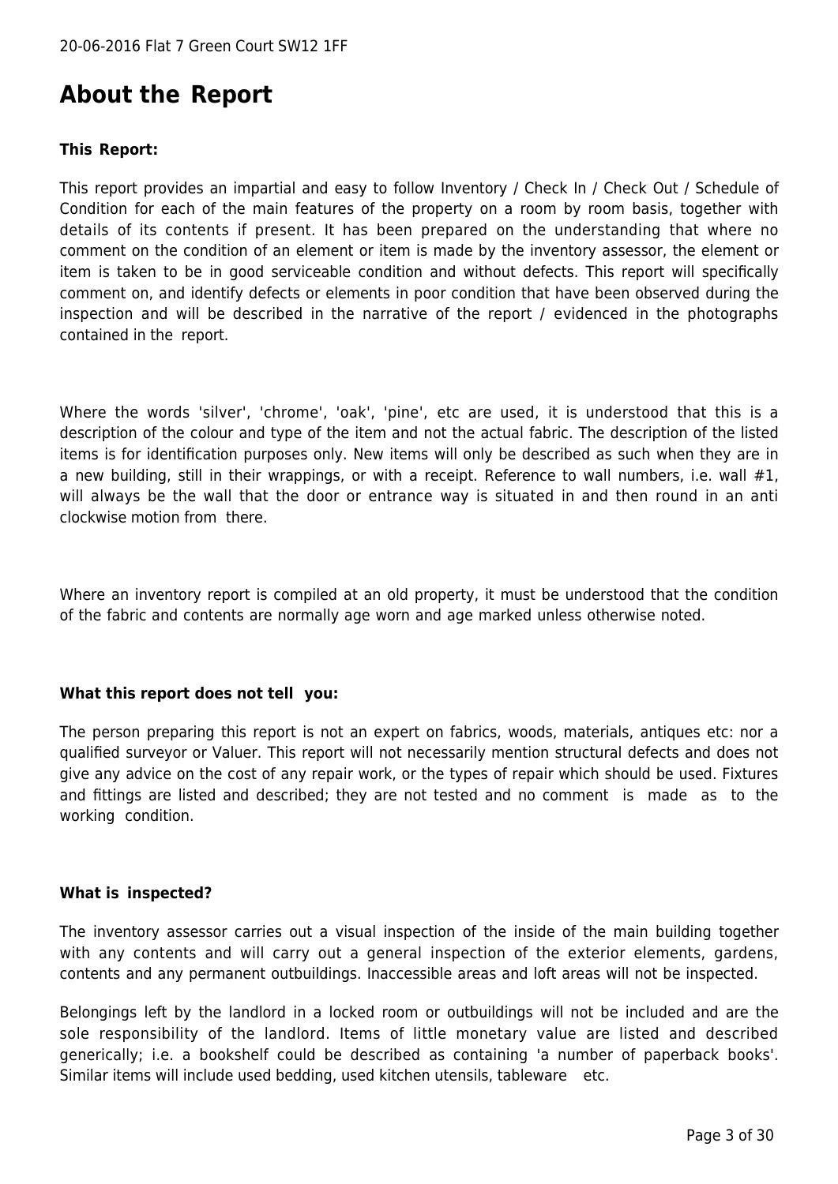# About the Report

**This Report:**

This report provides an impartial and easy to follow Inventory / Check In / Check Out / Schedule of Condition for each of the main features of the property on a room by room basis, together with details of its contents if present. It has been prepared on the understanding that where no comment on the condition of an element or item is made by the inventory assessor, the element or item is taken to be in good serviceable condition and without defects. This report will specifically comment on, and identify defects or elements in poor condition that have been observed during the inspection and will be described in the narrative of the report / evidenced in the photographs contained in the report.

Where the words 'silver', 'chrome', 'oak', 'pine', etc are used, it is understood that this is a description of the colour and type of the item and not the actual fabric. The description of the listed items is for identification purposes only. New items will only be described as such when they are in a new building, still in their wrappings, or with a receipt. Reference to wall numbers, i.e. wall #1, will always be the wall that the door or entrance way is situated in and then round in an anti clockwise motion from there.

Where an inventory report is compiled at an old property, it must be understood that the condition of the fabric and contents are normally age worn and age marked unless otherwise noted.

**What this report does not tell you:**

The person preparing this report is not an expert on fabrics, woods, materials, antiques etc: nor a qualified surveyor or Valuer. This report will not necessarily mention structural defects and does not give any advice on the cost of any repair work, or the types of repair which should be used. Fixtures and fittings are listed and described; they are not tested and no comment is made as to the working condition.

**What is inspected?**

The inventory assessor carries out a visual inspection of the inside of the main building together with any contents and will carry out a general inspection of the exterior elements, gardens, contents and any permanent outbuildings. Inaccessible areas and loft areas will not be inspected.

Belongings left by the landlord in a locked room or outbuildings will not be included and are the sole responsibility of the landlord. Items of little monetary value are listed and described generically; i.e. a bookshelf could be described as containing 'a number of paperback books'. Similar items will include used bedding, used kitchen utensils, tableware etc.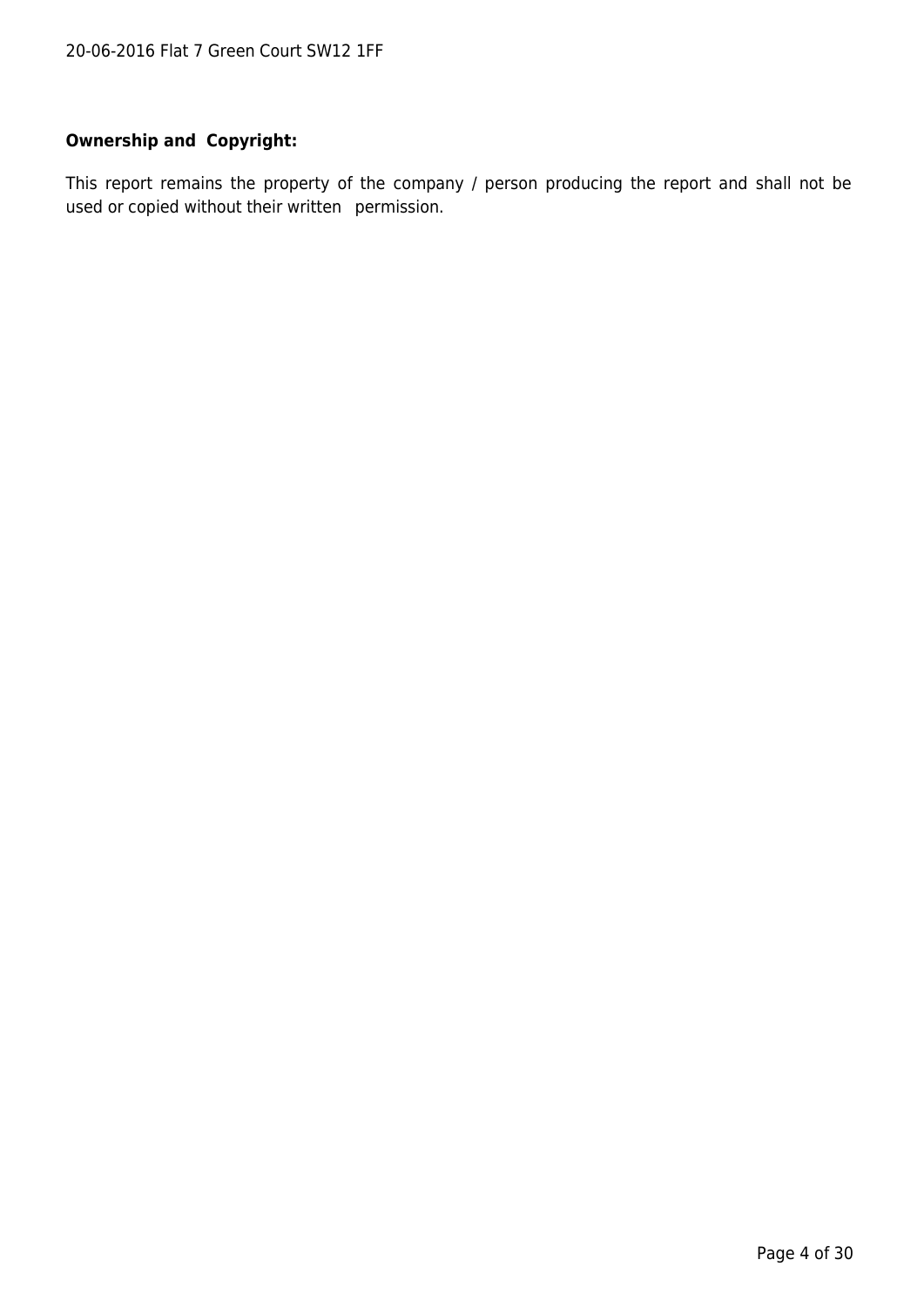**Ownership and Copyright:**

This report remains the property of the company / person producing the report and shall not be used or copied without their written permission.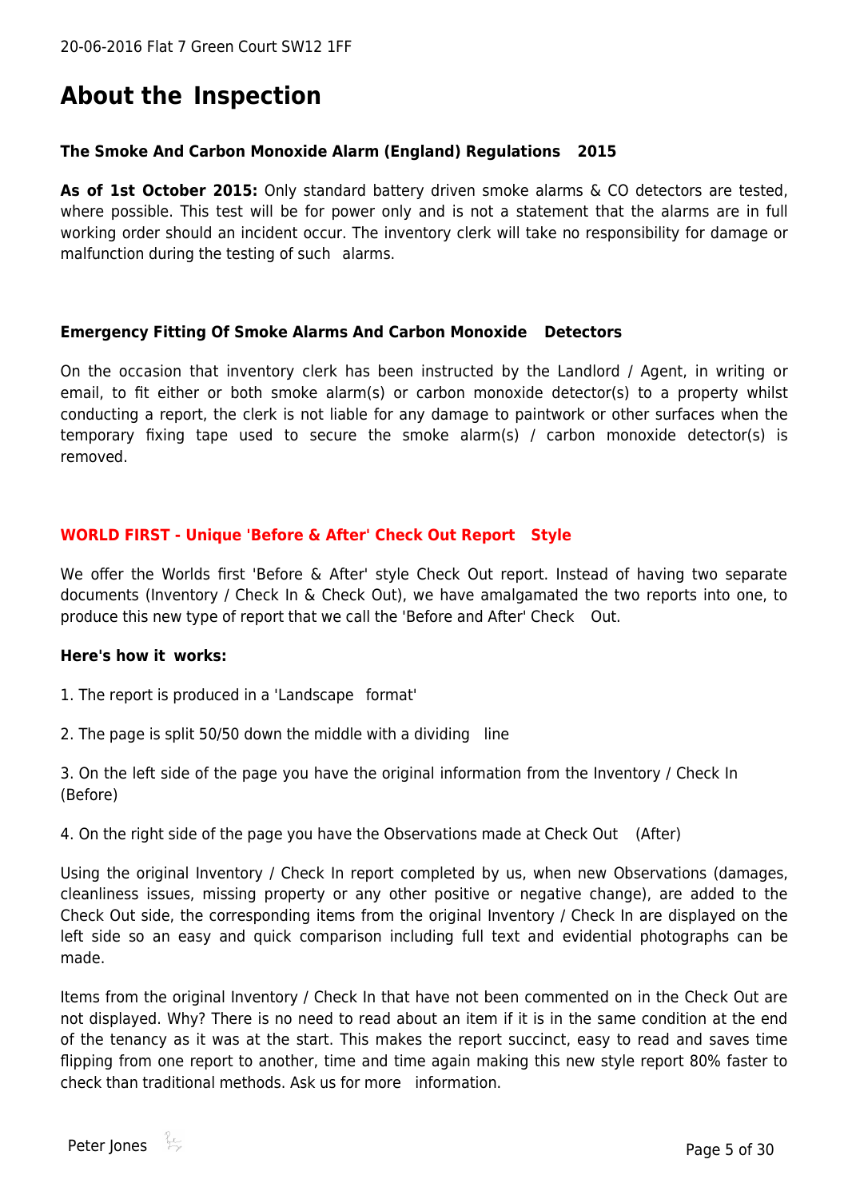# About the Inspection

**The Smoke And Carbon Monoxide Alarm (England) Regulations 2015**

**As of 1st October 2015:** Only standard battery driven smoke alarms & CO detectors are tested, where possible. This test will be for power only and is not a statement that the alarms are in full working order should an incident occur. The inventory clerk will take no responsibility for damage or malfunction during the testing of such alarms.

**Emergency Fitting Of Smoke Alarms And Carbon Monoxide Detectors**

On the occasion that inventory clerk has been instructed by the Landlord / Agent, in writing or email, to fit either or both smoke alarm(s) or carbon monoxide detector(s) to a property whilst conducting a report, the clerk is not liable for any damage to paintwork or other surfaces when the temporary fixing tape used to secure the smoke alarm(s) / carbon monoxide detector(s) is removed.

**WORLD FIRST - Unique 'Before & After' Check Out Report Style**

We offer the Worlds first 'Before & After' style Check Out report. Instead of having two separate documents (Inventory / Check In & Check Out), we have amalgamated the two reports into one, to produce this new type of report that we call the 'Before and After' Check Out.

**Here's how it works:**

1. The report is produced in a 'Landscape format'
2. The page is split 50/50 down the middle with a dividing line
3. On the left side of the page you have the original information from the Inventory / Check In (Before)
4. On the right side of the page you have the Observations made at Check Out (After)

Using the original Inventory / Check In report completed by us, when new Observations (damages, cleanliness issues, missing property or any other positive or negative change), are added to the Check Out side, the corresponding items from the original Inventory / Check In are displayed on the left side so an easy and quick comparison including full text and evidential photographs can be made.

Items from the original Inventory / Check In that have not been commented on in the Check Out are not displayed. Why? There is no need to read about an item if it is in the same condition at the end of the tenancy as it was at the start. This makes the report succinct, easy to read and saves time flipping from one report to another, time and time again making this new style report 80% faster to check than traditional methods. Ask us for more information.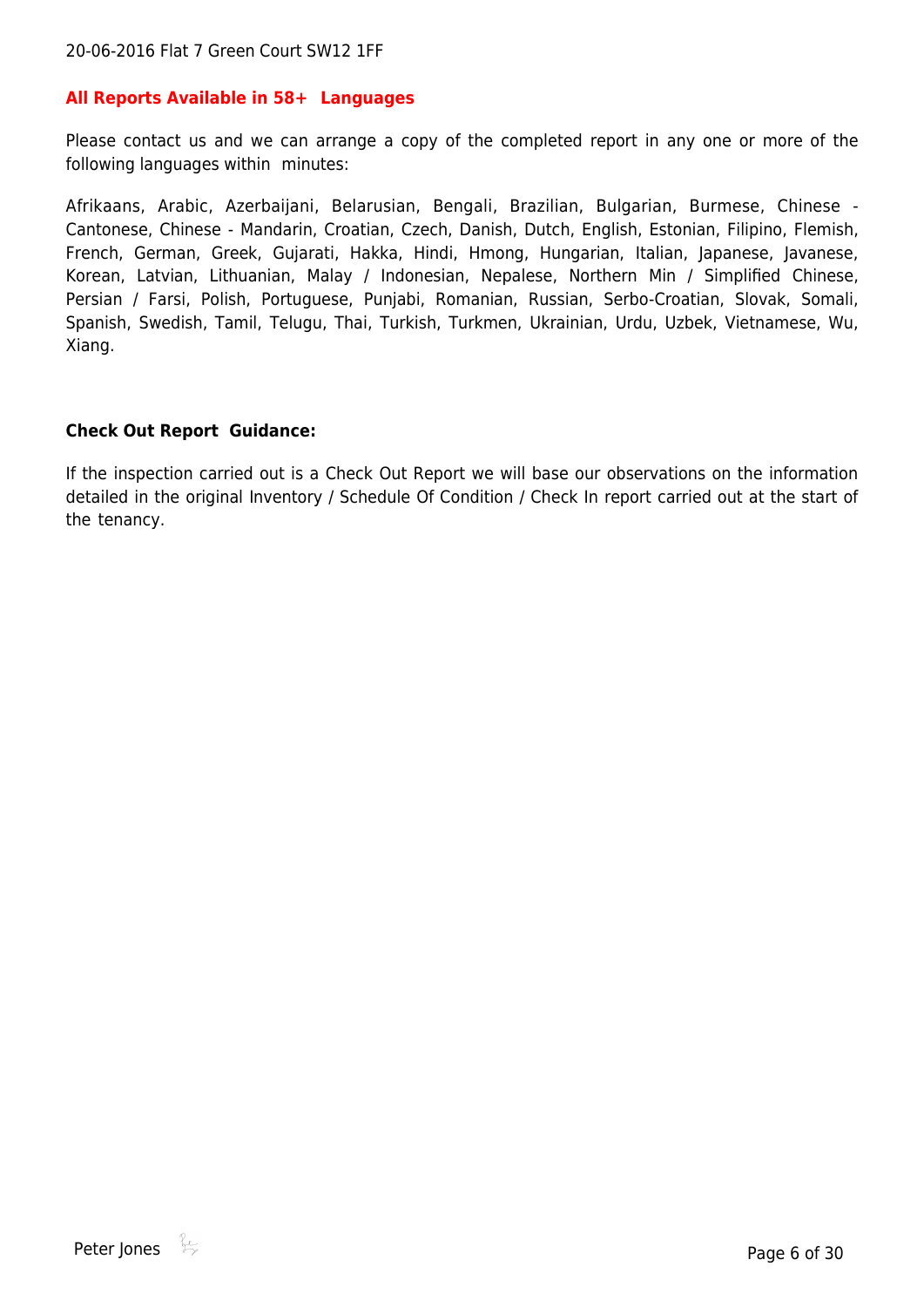**All Reports Available in 58+ Languages**

Please contact us and we can arrange a copy of the completed report in any one or more of the following languages within minutes:

Afrikaans, Arabic, Azerbaijani, Belarusian, Bengali, Brazilian, Bulgarian, Burmese, Chinese - Cantonese, Chinese - Mandarin, Croatian, Czech, Danish, Dutch, English, Estonian, Filipino, Flemish, French, German, Greek, Gujarati, Hakka, Hindi, Hmong, Hungarian, Italian, Japanese, Javanese, Korean, Latvian, Lithuanian, Malay / Indonesian, Nepalese, Northern Min / Simplified Chinese, Persian / Farsi, Polish, Portuguese, Punjabi, Romanian, Russian, Serbo-Croatian, Slovak, Somali, Spanish, Swedish, Tamil, Telugu, Thai, Turkish, Turkmen, Ukrainian, Urdu, Uzbek, Vietnamese, Wu, Xiang.

**Check Out Report Guidance:**

If the inspection carried out is a Check Out Report we will base our observations on the information detailed in the original Inventory / Schedule Of Condition / Check In report carried out at the start of the tenancy.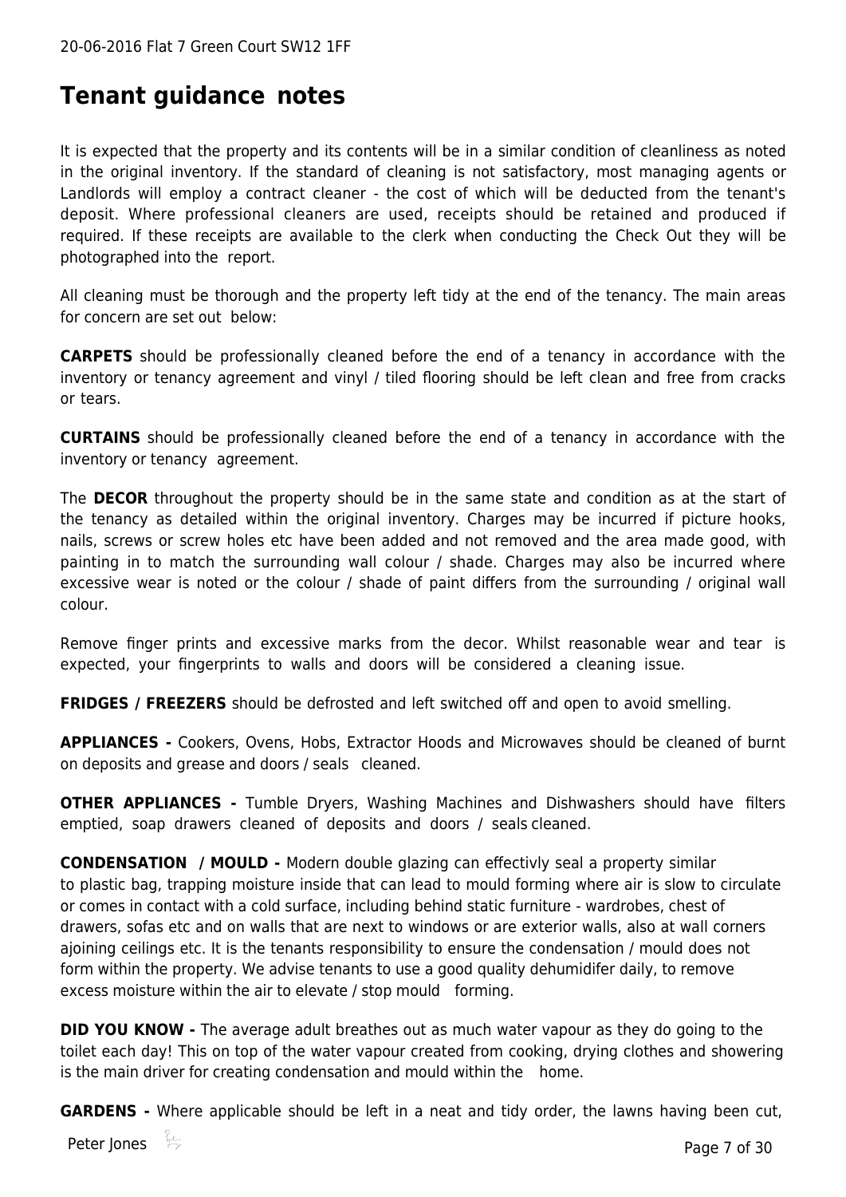# Tenant guidance notes

It is expected that the property and its contents will be in a similar condition of cleanliness as noted in the original inventory. If the standard of cleaning is not satisfactory, most managing agents or Landlords will employ a contract cleaner - the cost of which will be deducted from the tenant's deposit. Where professional cleaners are used, receipts should be retained and produced if required. If these receipts are available to the clerk when conducting the Check Out they will be photographed into the report.

All cleaning must be thorough and the property left tidy at the end of the tenancy. The main areas for concern are set out below:

**CARPETS** should be professionally cleaned before the end of a tenancy in accordance with the inventory or tenancy agreement and vinyl / tiled flooring should be left clean and free from cracks or tears.

**CURTAINS** should be professionally cleaned before the end of a tenancy in accordance with the inventory or tenancy agreement.

The **DECOR** throughout the property should be in the same state and condition as at the start of the tenancy as detailed within the original inventory. Charges may be incurred if picture hooks, nails, screws or screw holes etc have been added and not removed and the area made good, with painting in to match the surrounding wall colour / shade. Charges may also be incurred where excessive wear is noted or the colour / shade of paint differs from the surrounding / original wall colour.

Remove finger prints and excessive marks from the decor. Whilst reasonable wear and tear is expected, your fingerprints to walls and doors will be considered a cleaning issue.

**FRIDGES / FREEZERS** should be defrosted and left switched off and open to avoid smelling.

**APPLIANCES -** Cookers, Ovens, Hobs, Extractor Hoods and Microwaves should be cleaned of burnt on deposits and grease and doors / seals cleaned.

**OTHER APPLIANCES -** Tumble Dryers, Washing Machines and Dishwashers should have filters emptied, soap drawers cleaned of deposits and doors / seals cleaned.

**CONDENSATION / MOULD -** Modern double glazing can effectivly seal a property similar to plastic bag, trapping moisture inside that can lead to mould forming where air is slow to circulate or comes in contact with a cold surface, including behind static furniture - wardrobes, chest of drawers, sofas etc and on walls that are next to windows or are exterior walls, also at wall corners ajoining ceilings etc. It is the tenants responsibility to ensure the condensation / mould does not form within the property. We advise tenants to use a good quality dehumidifer daily, to remove excess moisture within the air to elevate / stop mould forming.

**DID YOU KNOW -** The average adult breathes out as much water vapour as they do going to the toilet each day! This on top of the water vapour created from cooking, drying clothes and showering is the main driver for creating condensation and mould within the home.

**GARDENS -** Where applicable should be left in a neat and tidy order, the lawns having been cut,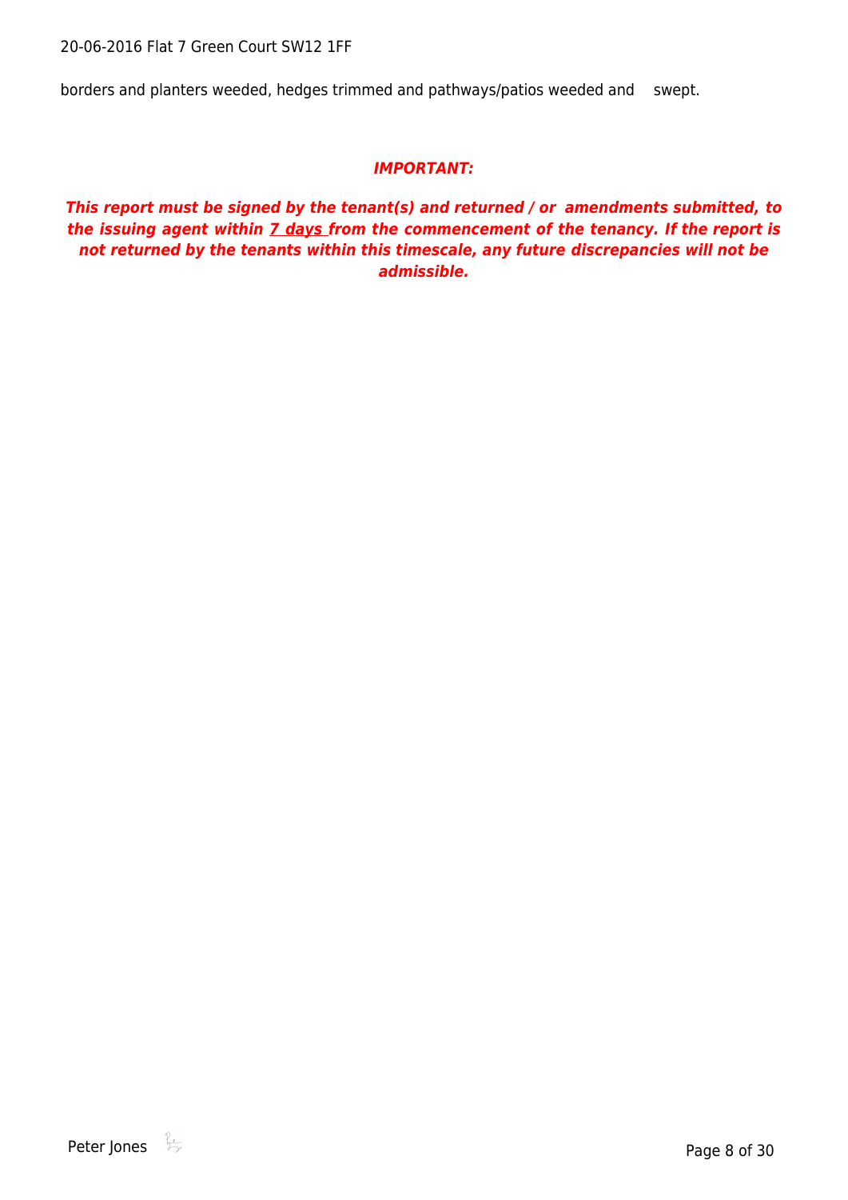borders and planters weeded, hedges trimmed and pathways/patios weeded and swept.

***IMPORTANT:***

***This report must be signed by the tenant(s) and returned / or amendments submitted, to the issuing agent within 7 days from the commencement of the tenancy. If the report is not returned by the tenants within this timescale, any future discrepancies will not be admissible.***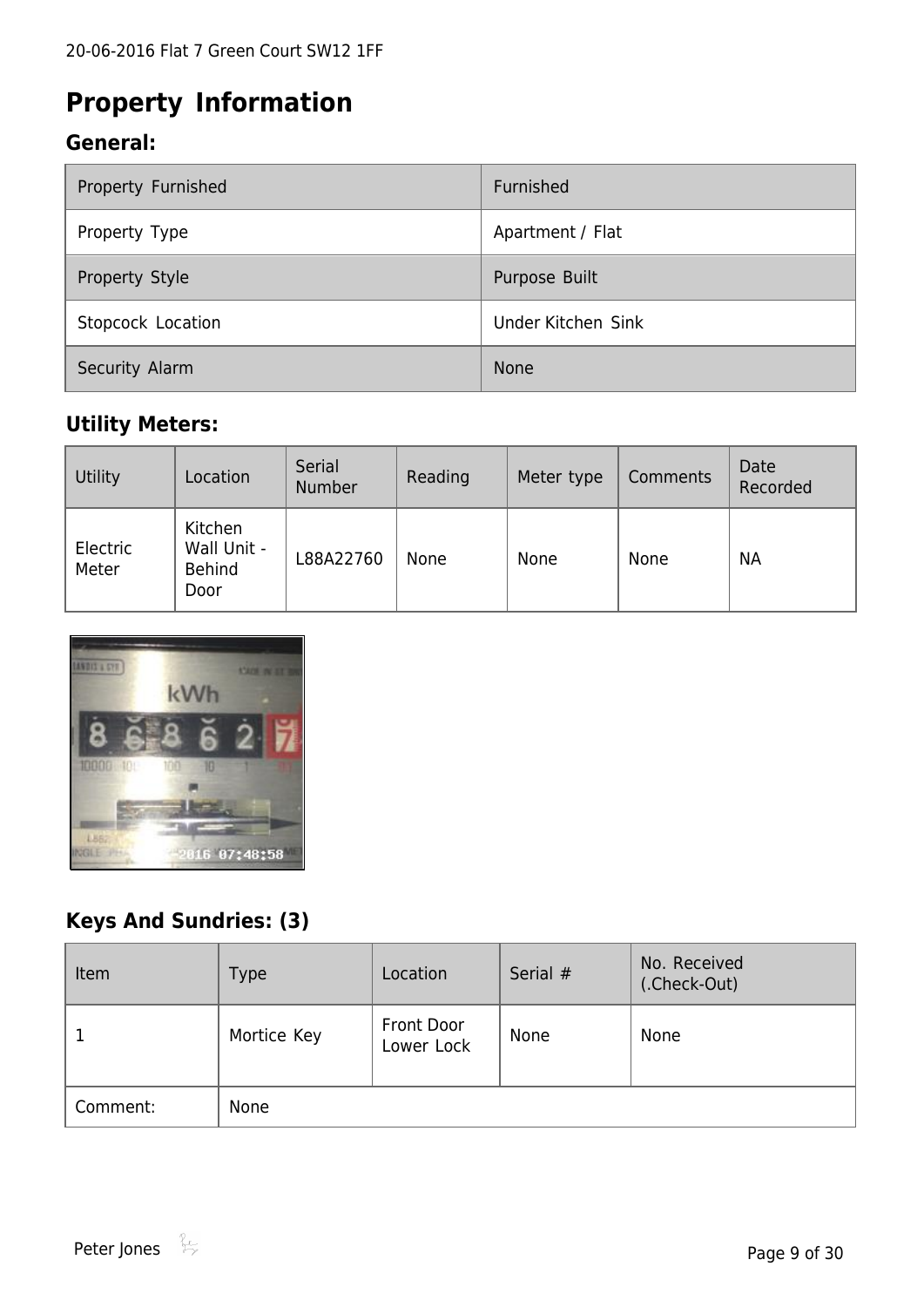# Property Information

## General:

| Property Furnished | Furnished |
|---|---|
| Property Type | Apartment / Flat |
| Property Style | Purpose Built |
| Stopcock Location | Under Kitchen Sink |
| Security Alarm | None |

## Utility Meters:

| Utility | Location | Serial Number | Reading | Meter type | Comments | Date Recorded |
|---|---|---|---|---|---|---|
| Electric Meter | Kitchen Wall Unit - Behind Door | L88A22760 | None | None | None | NA |

## Keys And Sundries: (3)

| Item | Type | Location | Serial # | No. Received (.Check-Out) |
|---|---|---|---|---|
| 1 | Mortice Key | Front Door Lower Lock | None | None |
| Comment: | None | | | |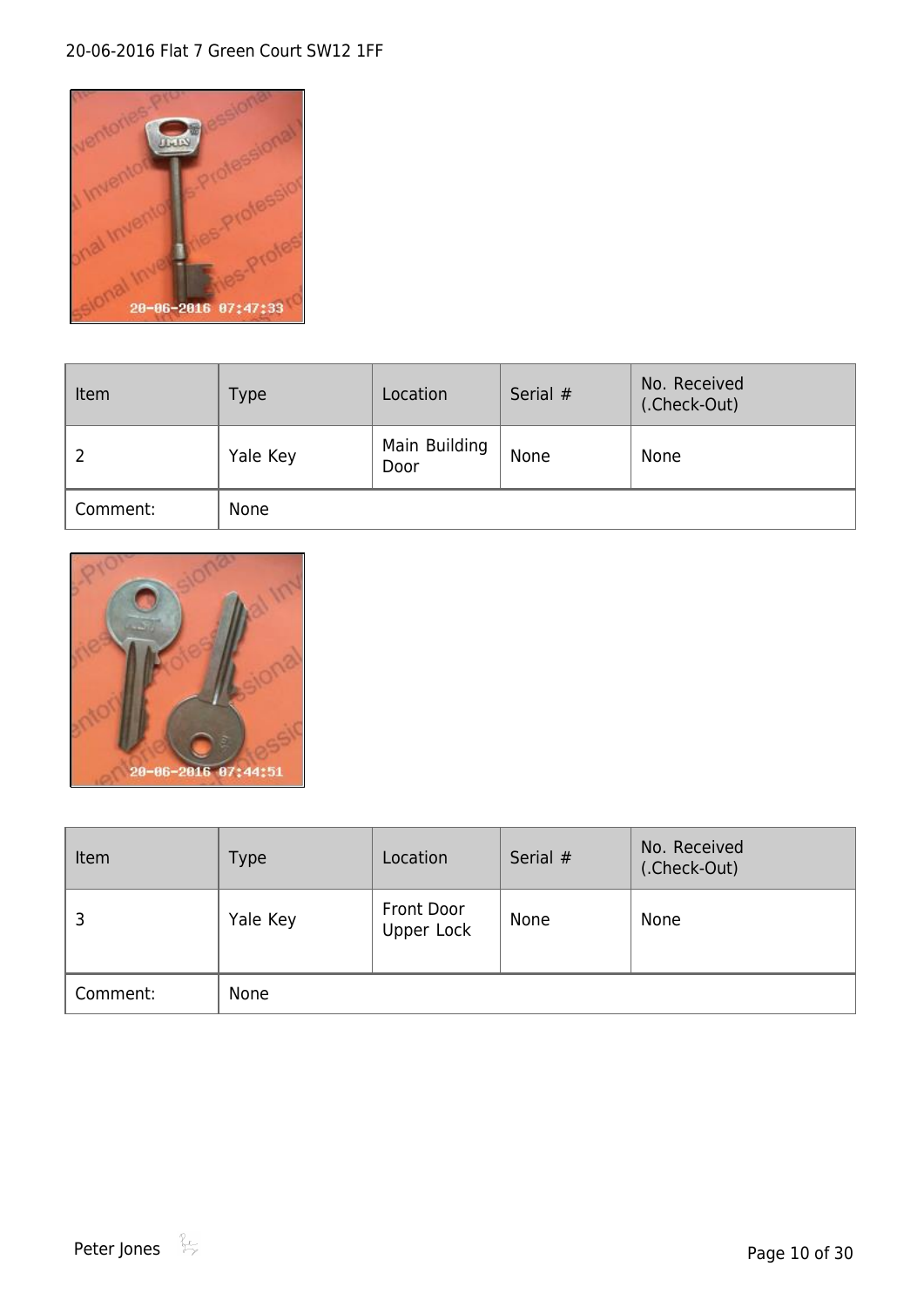| Item | Type | Location | Serial # | No. Received (.Check-Out) |
| --- | --- | --- | --- | --- |
| 2 | Yale Key | Main Building Door | None | None |
| Comment: | None | | | |

| Item | Type | Location | Serial # | No. Received (.Check-Out) |
| --- | --- | --- | --- | --- |
| 3 | Yale Key | Front Door Upper Lock | None | None |
| Comment: | None | | | |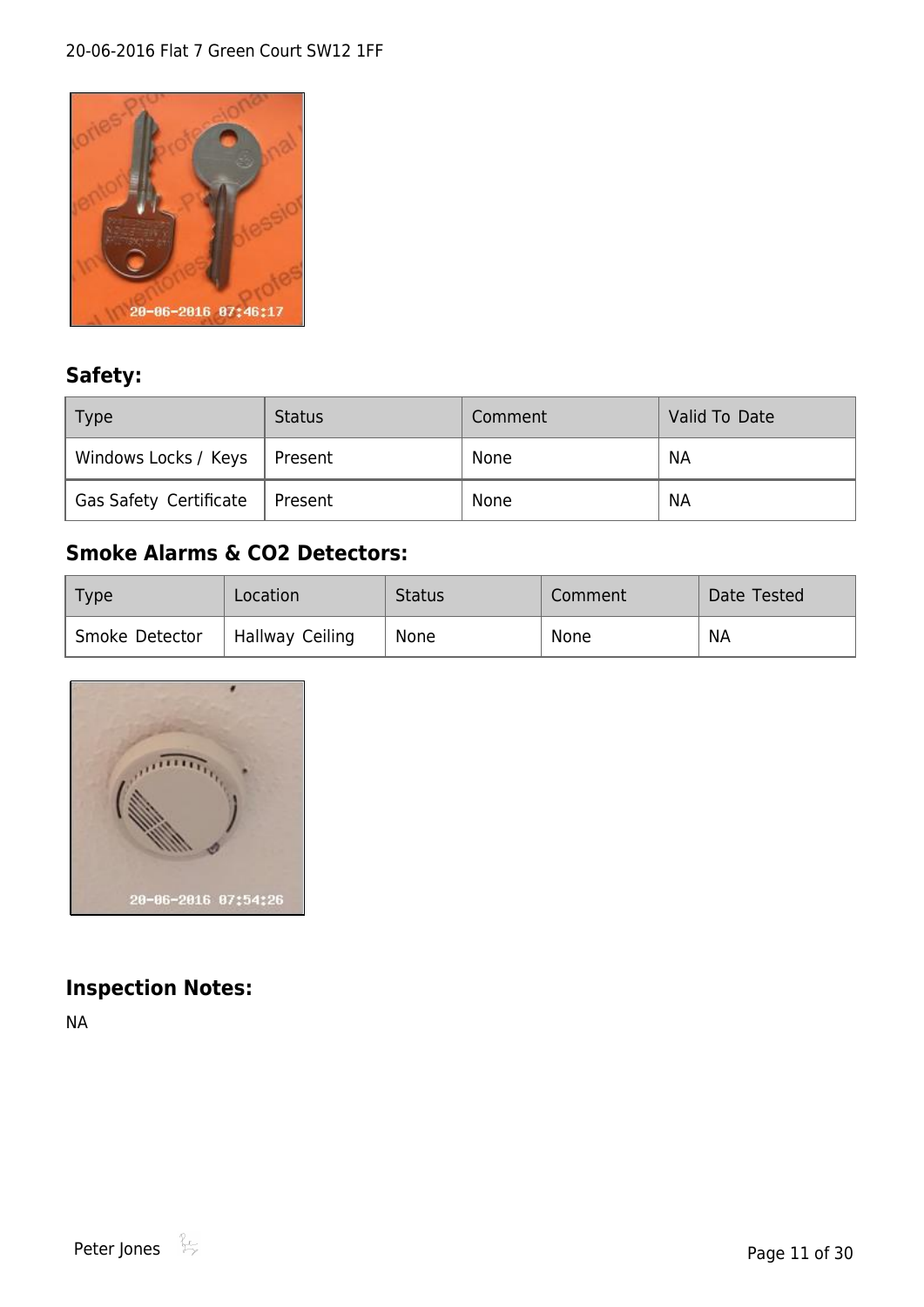## Safety:

| Type | Status | Comment | Valid To Date |
| --- | --- | --- | --- |
| Windows Locks / Keys | Present | None | NA |
| Gas Safety Certificate | Present | None | NA |

## Smoke Alarms & CO2 Detectors:

| Type | Location | Status | Comment | Date Tested |
| --- | --- | --- | --- | --- |
| Smoke Detector | Hallway Ceiling | None | None | NA |

## Inspection Notes:

NA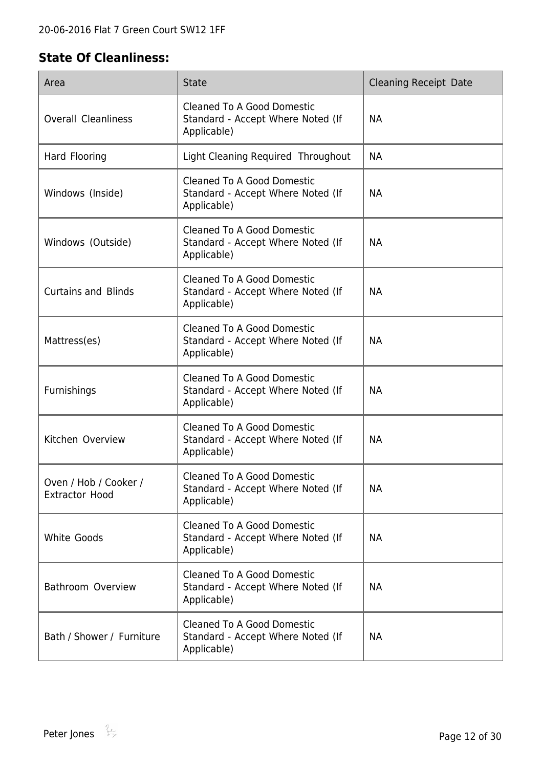## State Of Cleanliness:

| Area | State | Cleaning Receipt Date |
| --- | --- | --- |
| Overall Cleanliness | Cleaned To A Good Domestic Standard - Accept Where Noted (If Applicable) | NA |
| Hard Flooring | Light Cleaning Required Throughout | NA |
| Windows (Inside) | Cleaned To A Good Domestic Standard - Accept Where Noted (If Applicable) | NA |
| Windows (Outside) | Cleaned To A Good Domestic Standard - Accept Where Noted (If Applicable) | NA |
| Curtains and Blinds | Cleaned To A Good Domestic Standard - Accept Where Noted (If Applicable) | NA |
| Mattress(es) | Cleaned To A Good Domestic Standard - Accept Where Noted (If Applicable) | NA |
| Furnishings | Cleaned To A Good Domestic Standard - Accept Where Noted (If Applicable) | NA |
| Kitchen Overview | Cleaned To A Good Domestic Standard - Accept Where Noted (If Applicable) | NA |
| Oven / Hob / Cooker / Extractor Hood | Cleaned To A Good Domestic Standard - Accept Where Noted (If Applicable) | NA |
| White Goods | Cleaned To A Good Domestic Standard - Accept Where Noted (If Applicable) | NA |
| Bathroom Overview | Cleaned To A Good Domestic Standard - Accept Where Noted (If Applicable) | NA |
| Bath / Shower / Furniture | Cleaned To A Good Domestic Standard - Accept Where Noted (If Applicable) | NA |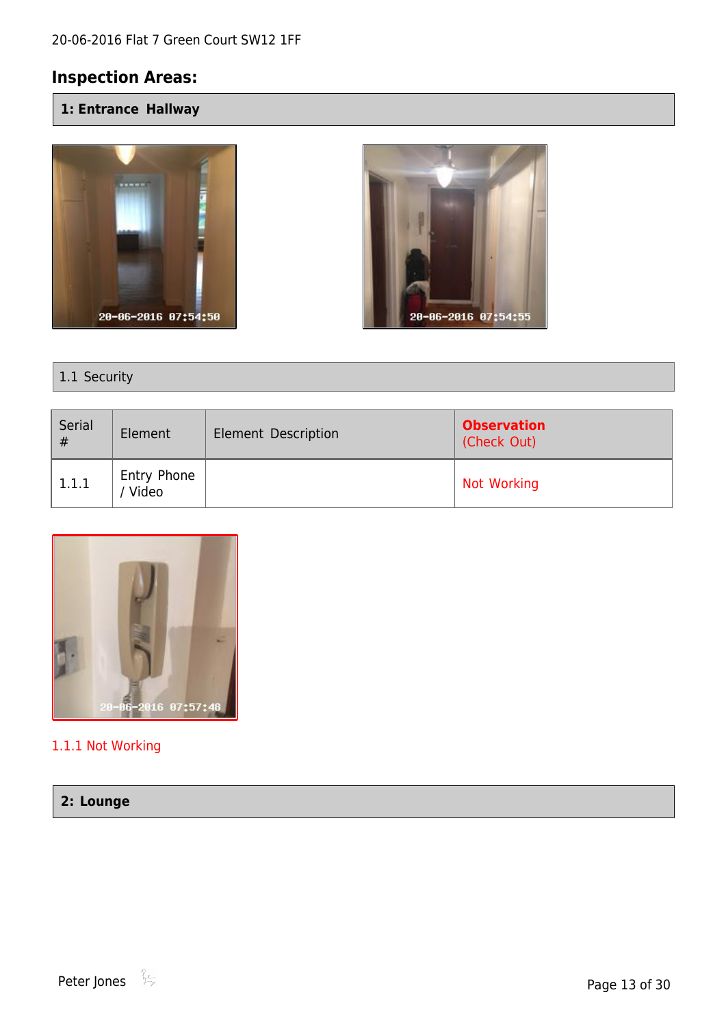## Inspection Areas:

### 1: Entrance Hallway

#### 1.1 Security

| Serial # | Element | Element Description | Observation (Check Out) |
|---|---|---|---|
| 1.1.1 | Entry Phone / Video | | Not Working |

1.1.1 Not Working

### 2: Lounge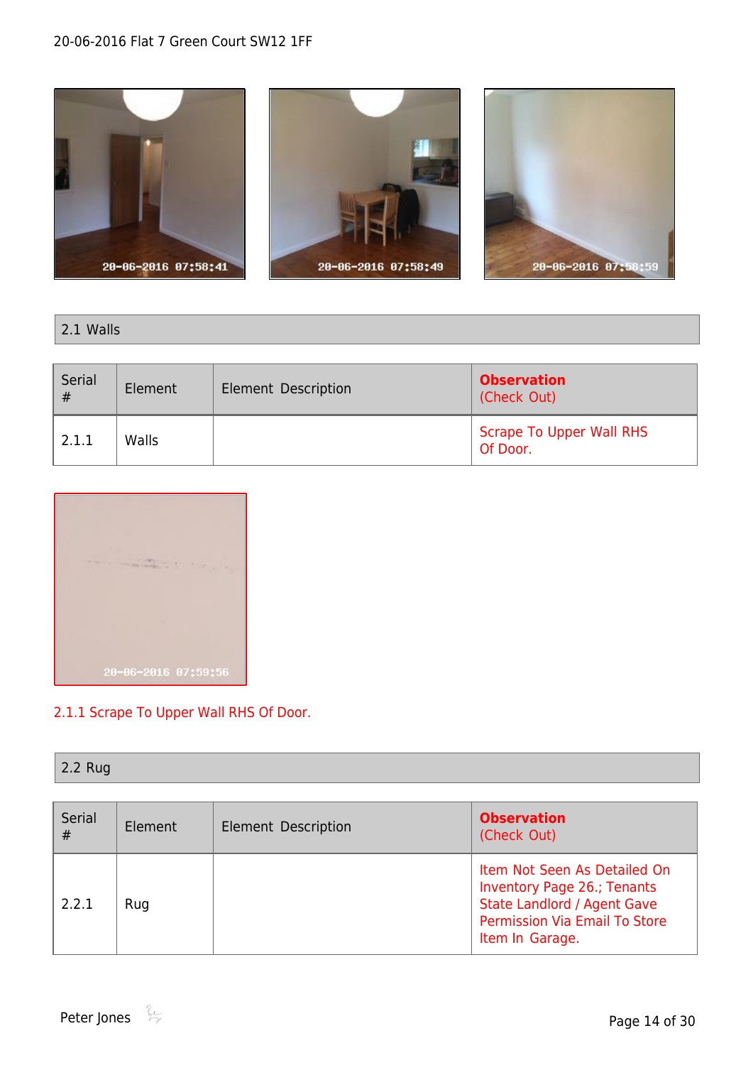20-06-2016 Flat 7 Green Court SW12 1FF

## 2.1 Walls

| Serial # | Element | Element Description | **Observation** (Check Out) |
|---|---|---|---|
| 2.1.1 | Walls | | Scrape To Upper Wall RHS Of Door. |

2.1.1 Scrape To Upper Wall RHS Of Door.

## 2.2 Rug

| Serial # | Element | Element Description | **Observation** (Check Out) |
|---|---|---|---|
| 2.2.1 | Rug | | Item Not Seen As Detailed On Inventory Page 26.; Tenants State Landlord / Agent Gave Permission Via Email To Store Item In Garage. |

Peter Jones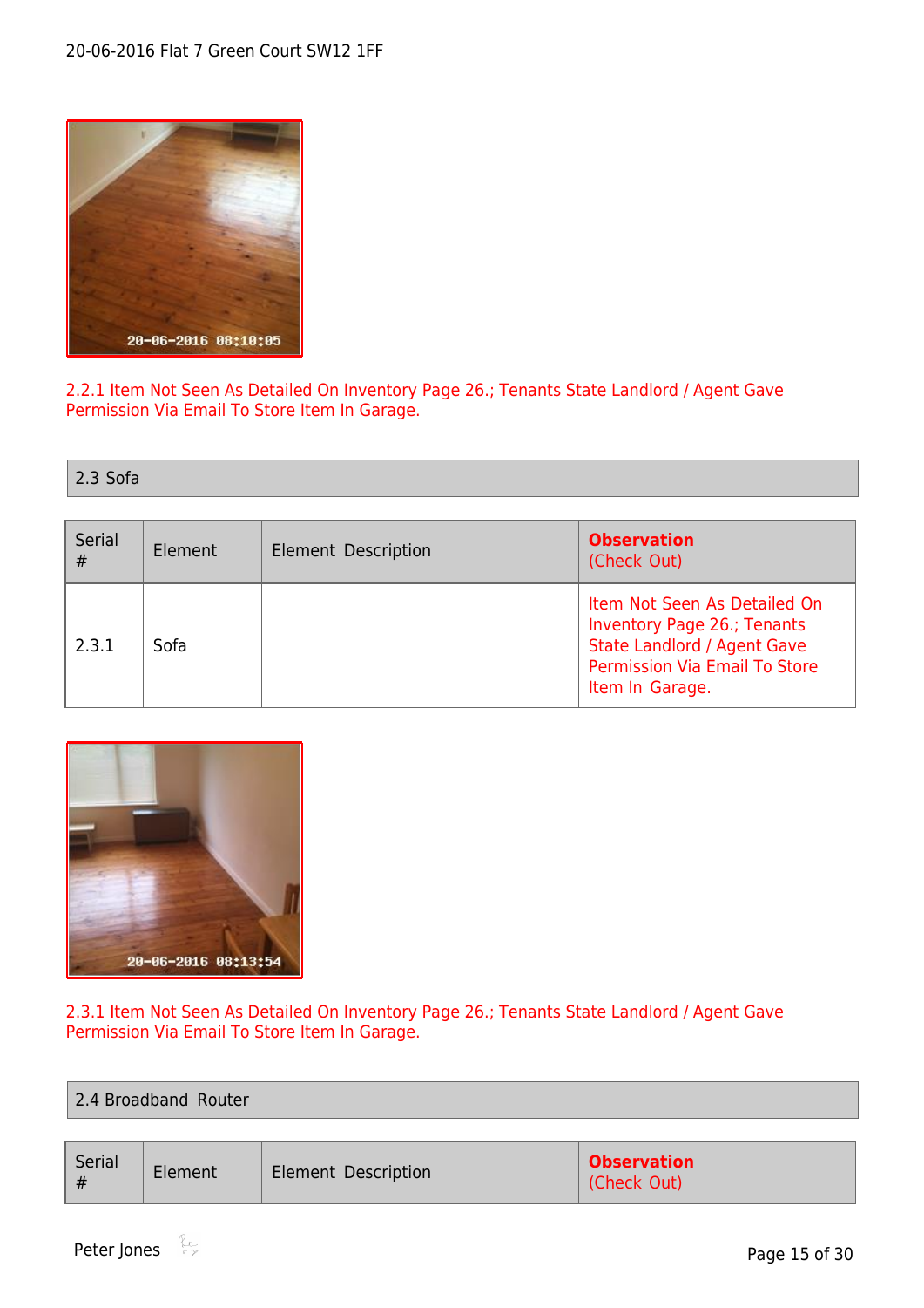2.2.1 Item Not Seen As Detailed On Inventory Page 26.; Tenants State Landlord / Agent Gave Permission Via Email To Store Item In Garage.

## 2.3 Sofa

| Serial # | Element | Element Description | **Observation** (Check Out) |
|---|---|---|---|
| 2.3.1 | Sofa | | Item Not Seen As Detailed On Inventory Page 26.; Tenants State Landlord / Agent Gave Permission Via Email To Store Item In Garage. |

2.3.1 Item Not Seen As Detailed On Inventory Page 26.; Tenants State Landlord / Agent Gave Permission Via Email To Store Item In Garage.

## 2.4 Broadband Router

| Serial # | Element | Element Description | **Observation** (Check Out) |
|---|---|---|---|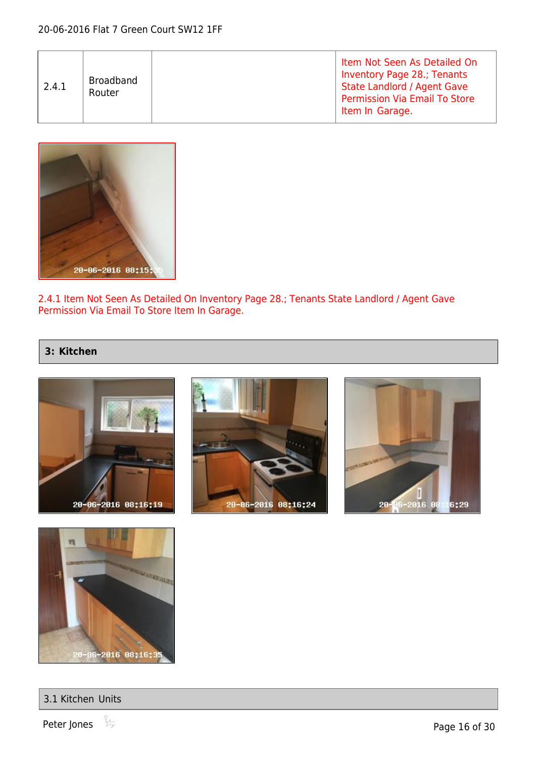| 2.4.1 | Broadband Router | | Item Not Seen As Detailed On Inventory Page 28.; Tenants State Landlord / Agent Gave Permission Via Email To Store Item In Garage. |
|---|---|---|---|

2.4.1 Item Not Seen As Detailed On Inventory Page 28.; Tenants State Landlord / Agent Gave Permission Via Email To Store Item In Garage.

## 3: Kitchen

### 3.1 Kitchen Units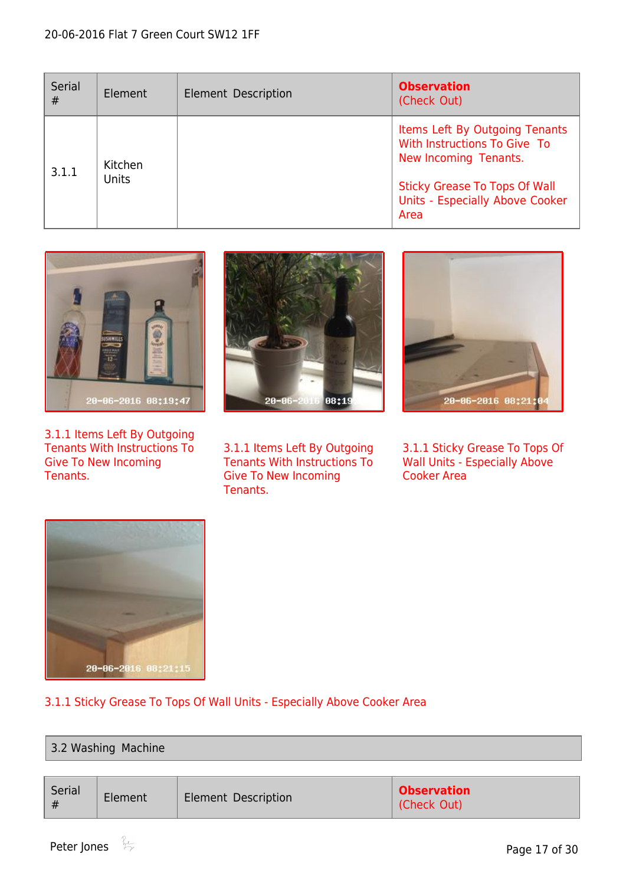| Serial # | Element | Element Description | **Observation** (Check Out) |
|---|---|---|---|
| 3.1.1 | Kitchen Units | | Items Left By Outgoing Tenants With Instructions To Give To New Incoming Tenants.<br><br>Sticky Grease To Tops Of Wall Units - Especially Above Cooker Area |

3.1.1 Items Left By Outgoing Tenants With Instructions To Give To New Incoming Tenants.

3.1.1 Items Left By Outgoing Tenants With Instructions To Give To New Incoming Tenants.

3.1.1 Sticky Grease To Tops Of Wall Units - Especially Above Cooker Area

3.1.1 Sticky Grease To Tops Of Wall Units - Especially Above Cooker Area

## 3.2 Washing Machine

| Serial # | Element | Element Description | **Observation** (Check Out) |
|---|---|---|---|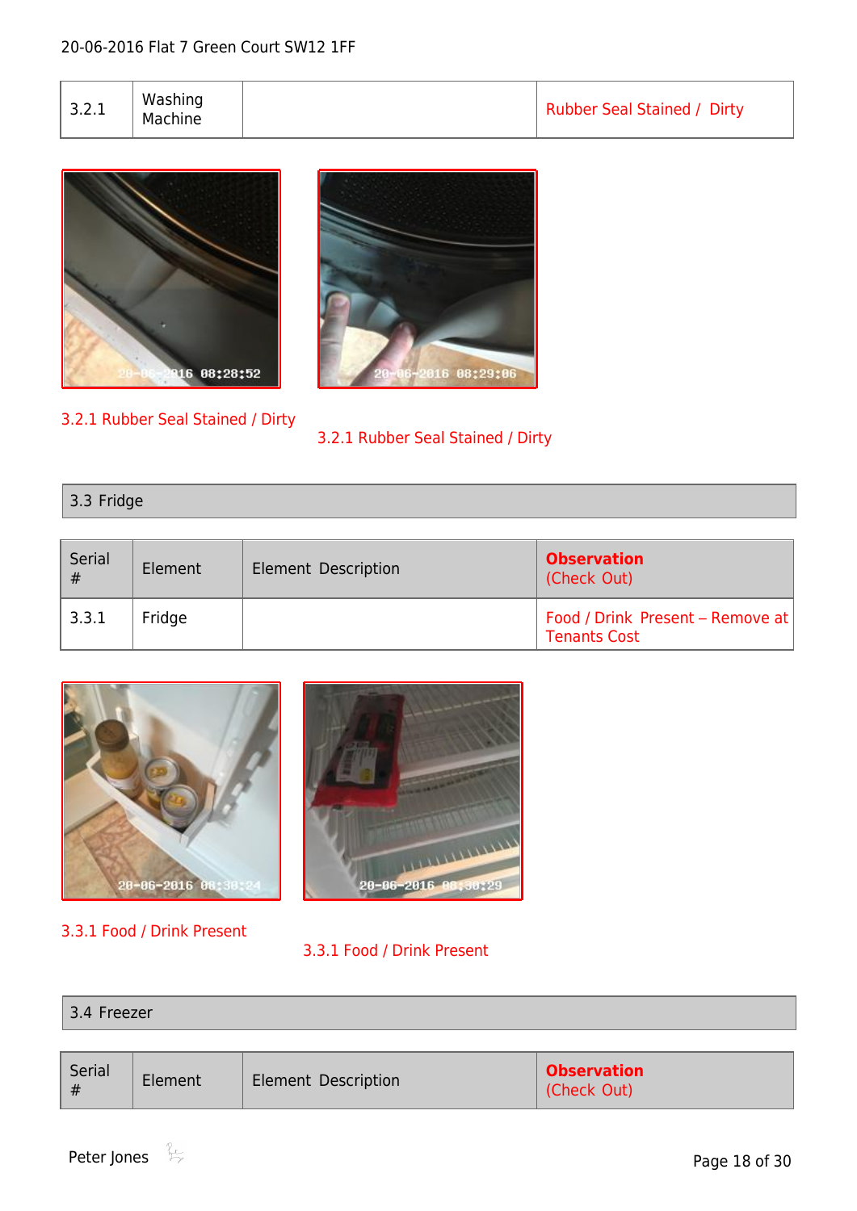| 3.2.1 | Washing Machine | | Rubber Seal Stained / Dirty |
|---|---|---|---|

3.2.1 Rubber Seal Stained / Dirty

3.2.1 Rubber Seal Stained / Dirty

| 3.3 Fridge |
|---|

| Serial # | Element | Element Description | **Observation** (Check Out) |
|---|---|---|---|
| 3.3.1 | Fridge | | Food / Drink Present – Remove at Tenants Cost |

3.3.1 Food / Drink Present

3.3.1 Food / Drink Present

| 3.4 Freezer |
|---|

| Serial # | Element | Element Description | **Observation** (Check Out) |
|---|---|---|---|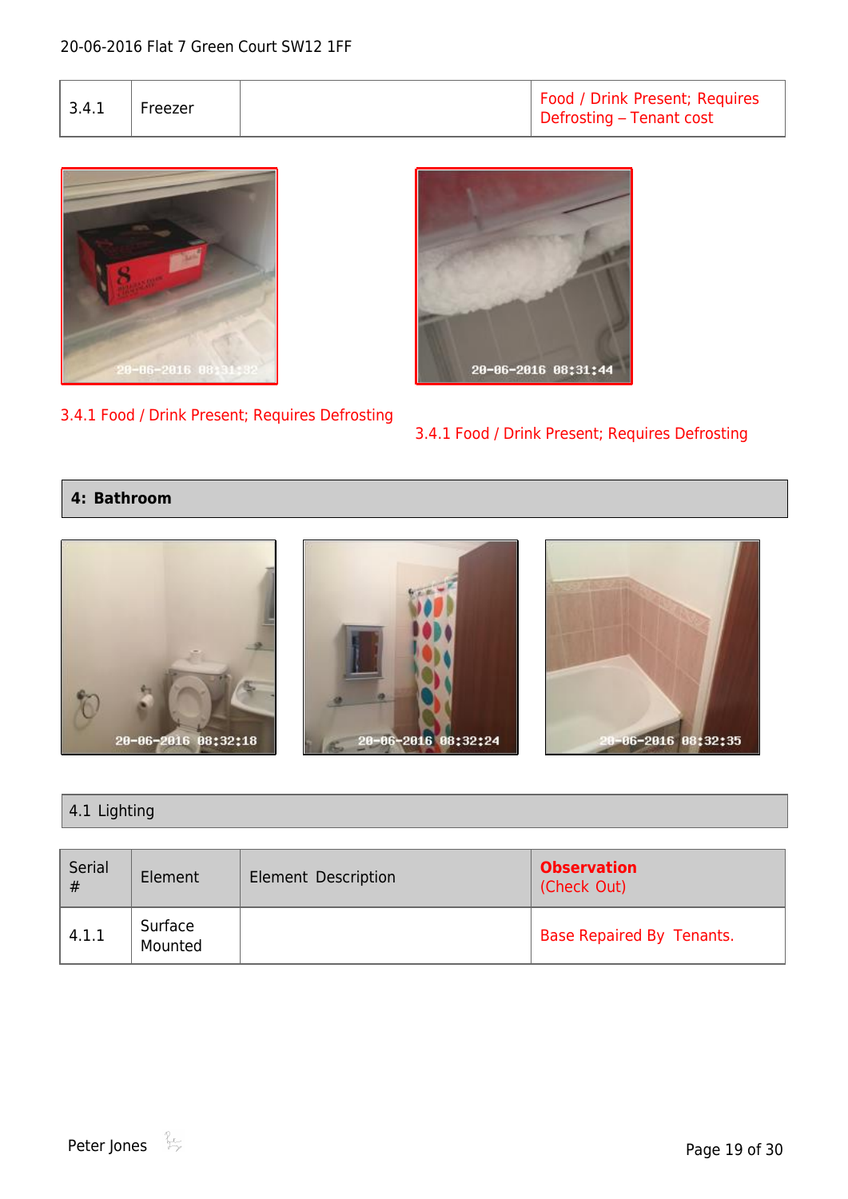| 3.4.1 | Freezer | | Food / Drink Present; Requires Defrosting – Tenant cost |
|---|---|---|---|

3.4.1 Food / Drink Present; Requires Defrosting

3.4.1 Food / Drink Present; Requires Defrosting

## 4: Bathroom

### 4.1 Lighting

| Serial # | Element | Element Description | **Observation** (Check Out) |
|---|---|---|---|
| 4.1.1 | Surface Mounted | | Base Repaired By Tenants. |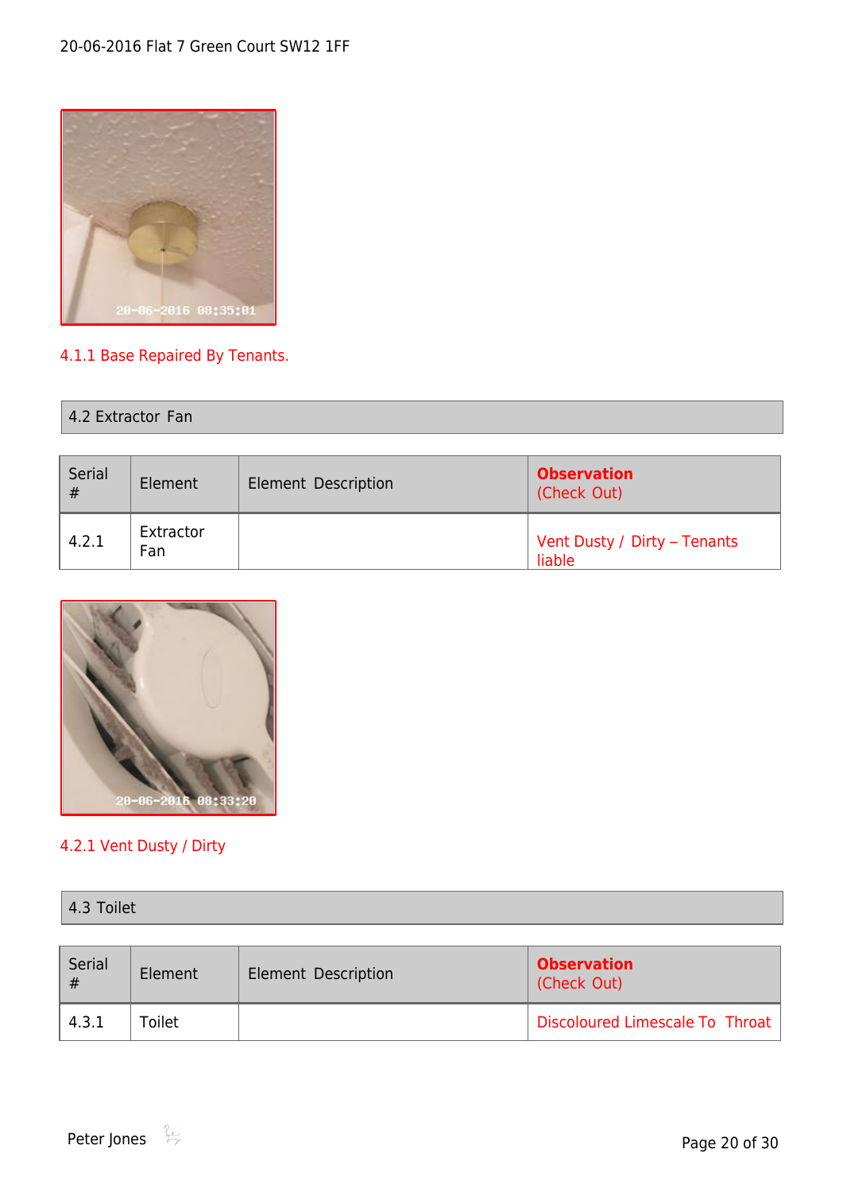4.1.1 Base Repaired By Tenants.

## 4.2 Extractor Fan

| Serial # | Element | Element Description | **Observation** (Check Out) |
| --- | --- | --- | --- |
| 4.2.1 | Extractor Fan | | Vent Dusty / Dirty – Tenants liable |

4.2.1 Vent Dusty / Dirty

## 4.3 Toilet

| Serial # | Element | Element Description | **Observation** (Check Out) |
| --- | --- | --- | --- |
| 4.3.1 | Toilet | | Discoloured Limescale To Throat |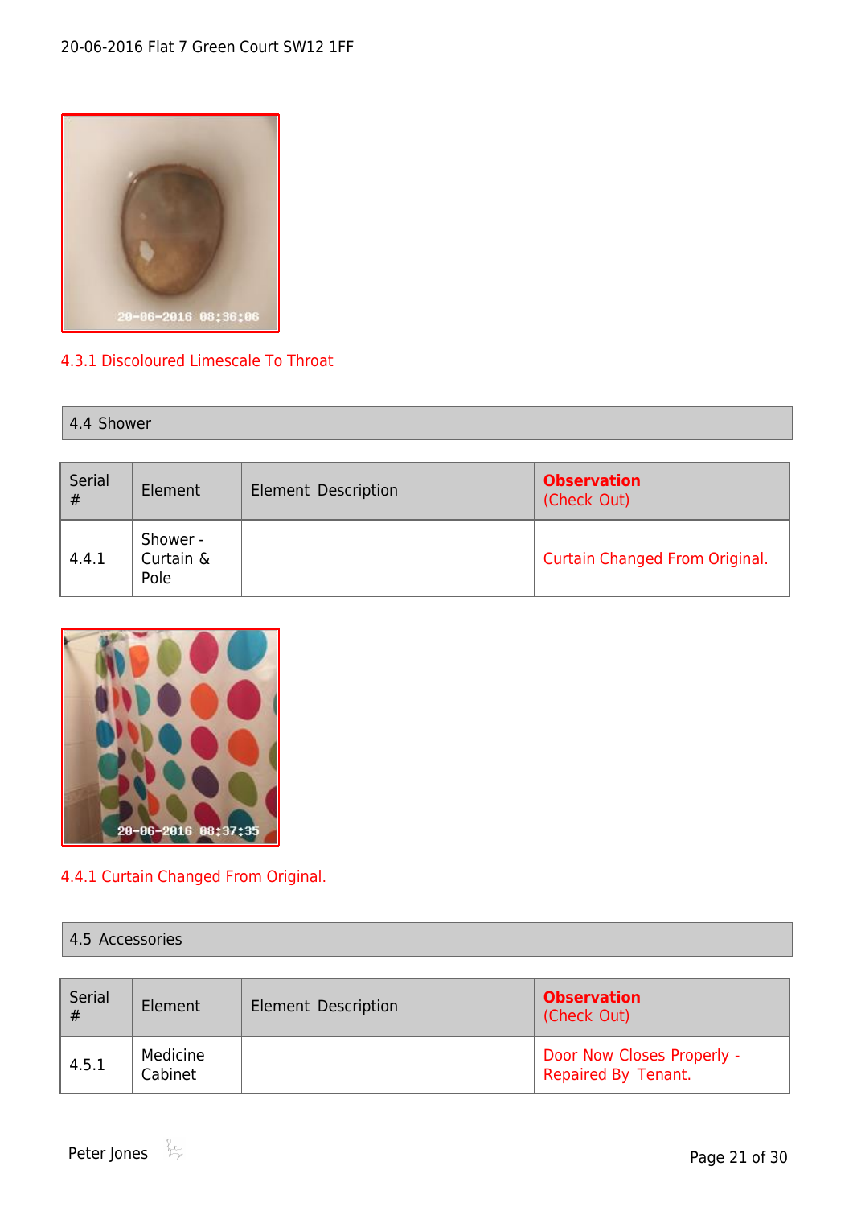4.3.1 Discoloured Limescale To Throat

## 4.4 Shower

| Serial # | Element | Element Description | **Observation** (Check Out) |
|---|---|---|---|
| 4.4.1 | Shower - Curtain & Pole | | Curtain Changed From Original. |

4.4.1 Curtain Changed From Original.

## 4.5 Accessories

| Serial # | Element | Element Description | **Observation** (Check Out) |
|---|---|---|---|
| 4.5.1 | Medicine Cabinet | | Door Now Closes Properly - Repaired By Tenant. |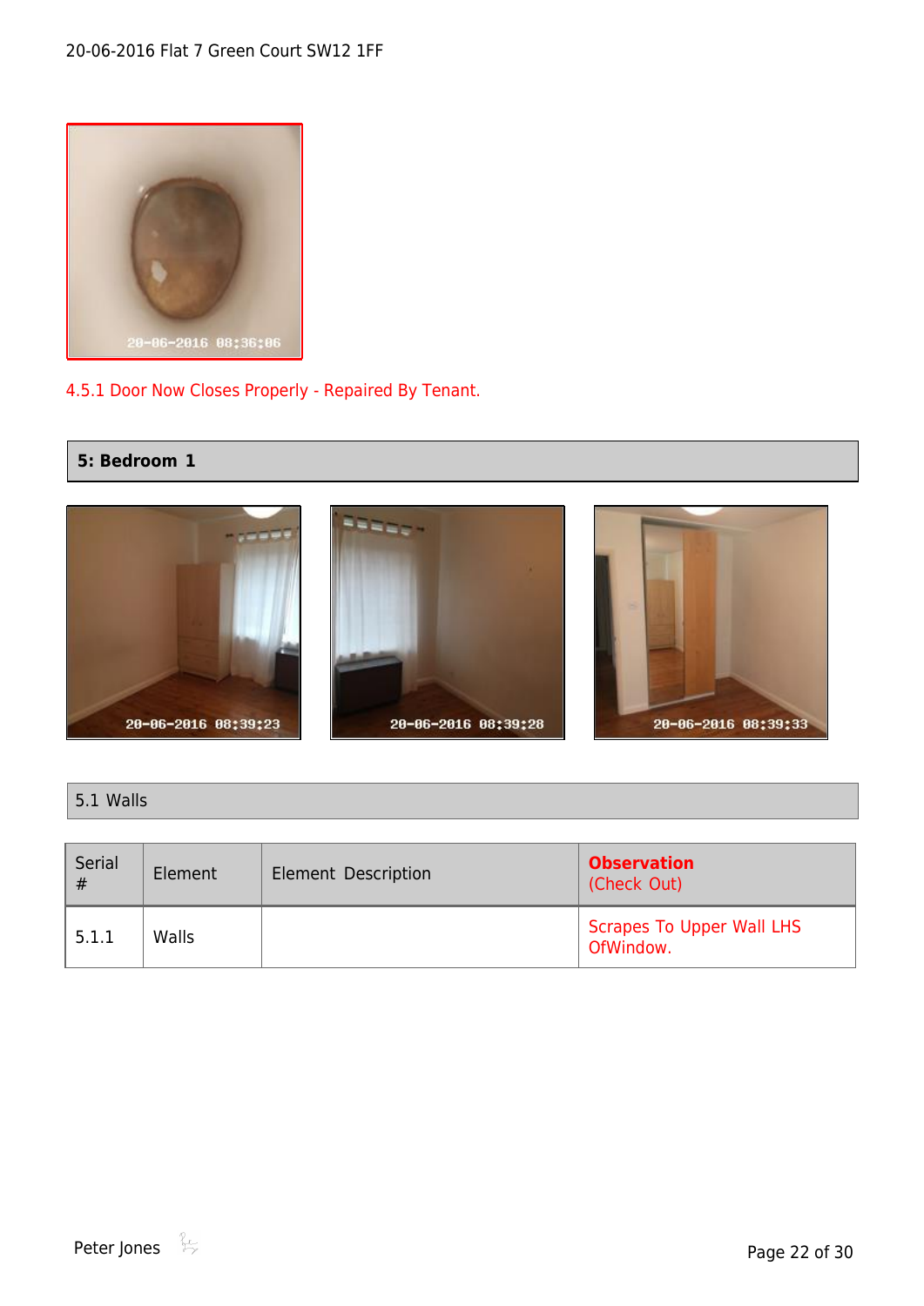4.5.1 Door Now Closes Properly - Repaired By Tenant.

## 5: Bedroom 1

### 5.1 Walls

| Serial # | Element | Element Description | **Observation** (Check Out) |
|---|---|---|---|
| 5.1.1 | Walls | | Scrapes To Upper Wall LHS OfWindow. |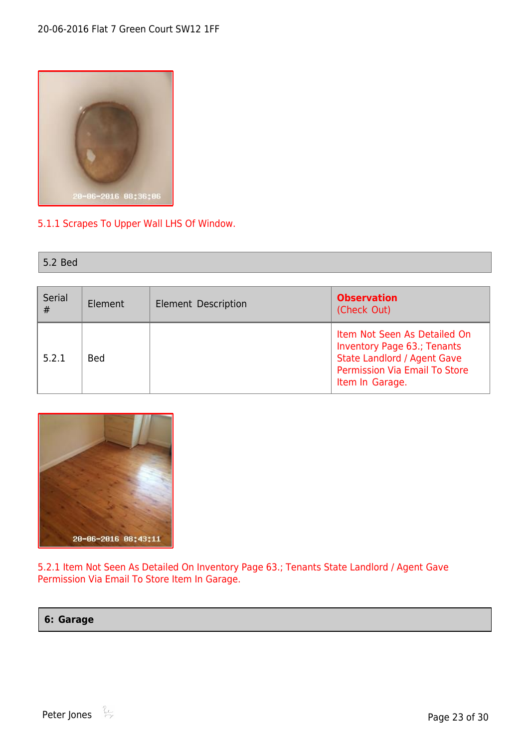5.1.1 Scrapes To Upper Wall LHS Of Window.

## 5.2 Bed

| Serial # | Element | Element Description | **Observation** (Check Out) |
| --- | --- | --- | --- |
| 5.2.1 | Bed | | Item Not Seen As Detailed On Inventory Page 63.; Tenants State Landlord / Agent Gave Permission Via Email To Store Item In Garage. |

5.2.1 Item Not Seen As Detailed On Inventory Page 63.; Tenants State Landlord / Agent Gave Permission Via Email To Store Item In Garage.

# 6: Garage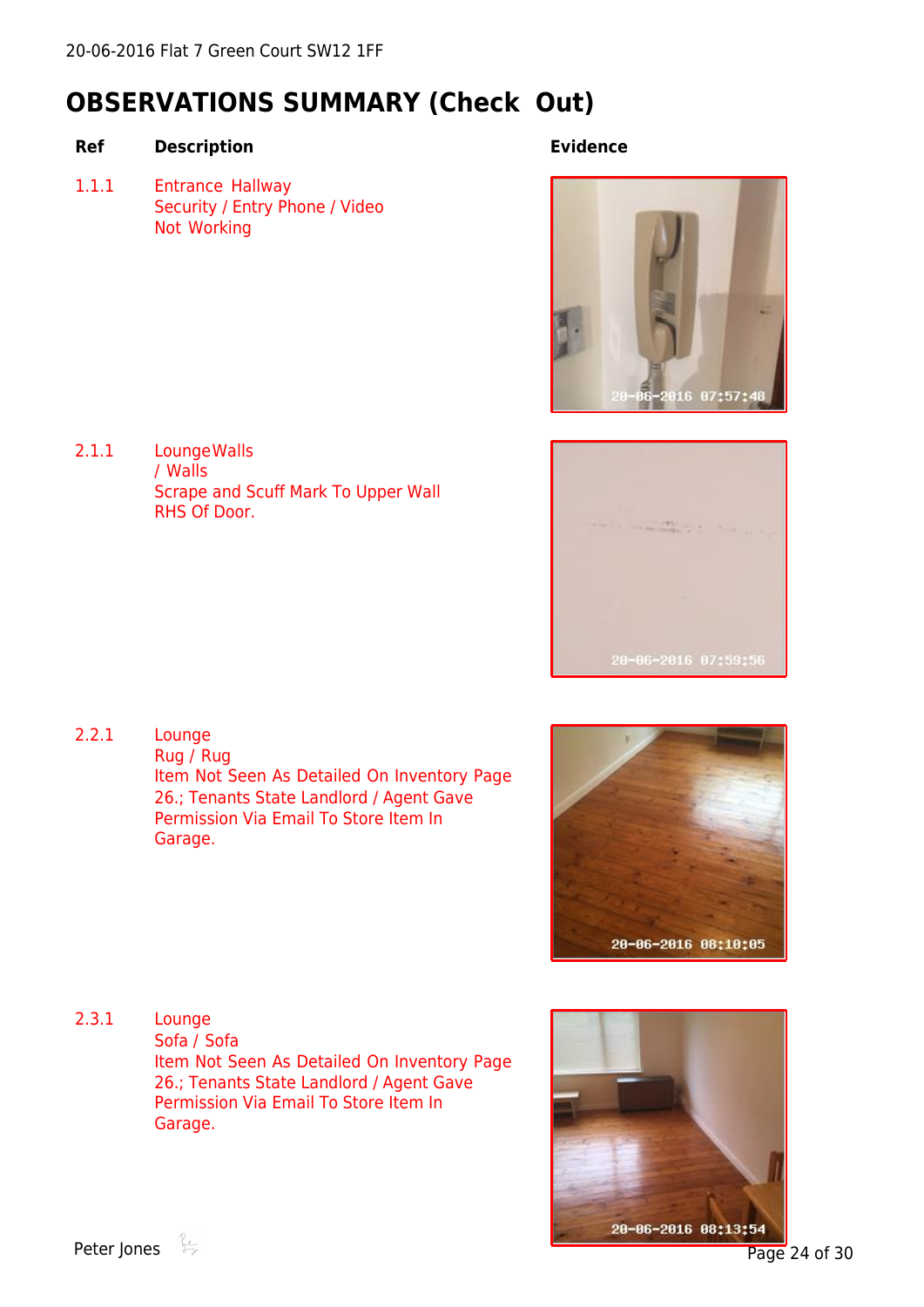20-06-2016 Flat 7 Green Court SW12 1FF

# OBSERVATIONS SUMMARY (Check Out)

| Ref | Description | Evidence |
|---|---|---|
| 1.1.1 | Entrance Hallway<br>Security / Entry Phone / Video<br>Not Working | 20-06-2016 07:57:48 |
| 2.1.1 | LoungeWalls<br>/ Walls<br>Scrape and Scuff Mark To Upper Wall RHS Of Door. | 20-06-2016 07:59:56 |
| 2.2.1 | Lounge<br>Rug / Rug<br>Item Not Seen As Detailed On Inventory Page 26.; Tenants State Landlord / Agent Gave Permission Via Email To Store Item In Garage. | 20-06-2016 08:10:05 |
| 2.3.1 | Lounge<br>Sofa / Sofa<br>Item Not Seen As Detailed On Inventory Page 26.; Tenants State Landlord / Agent Gave Permission Via Email To Store Item In Garage. | 20-06-2016 08:13:54 |

Peter Jones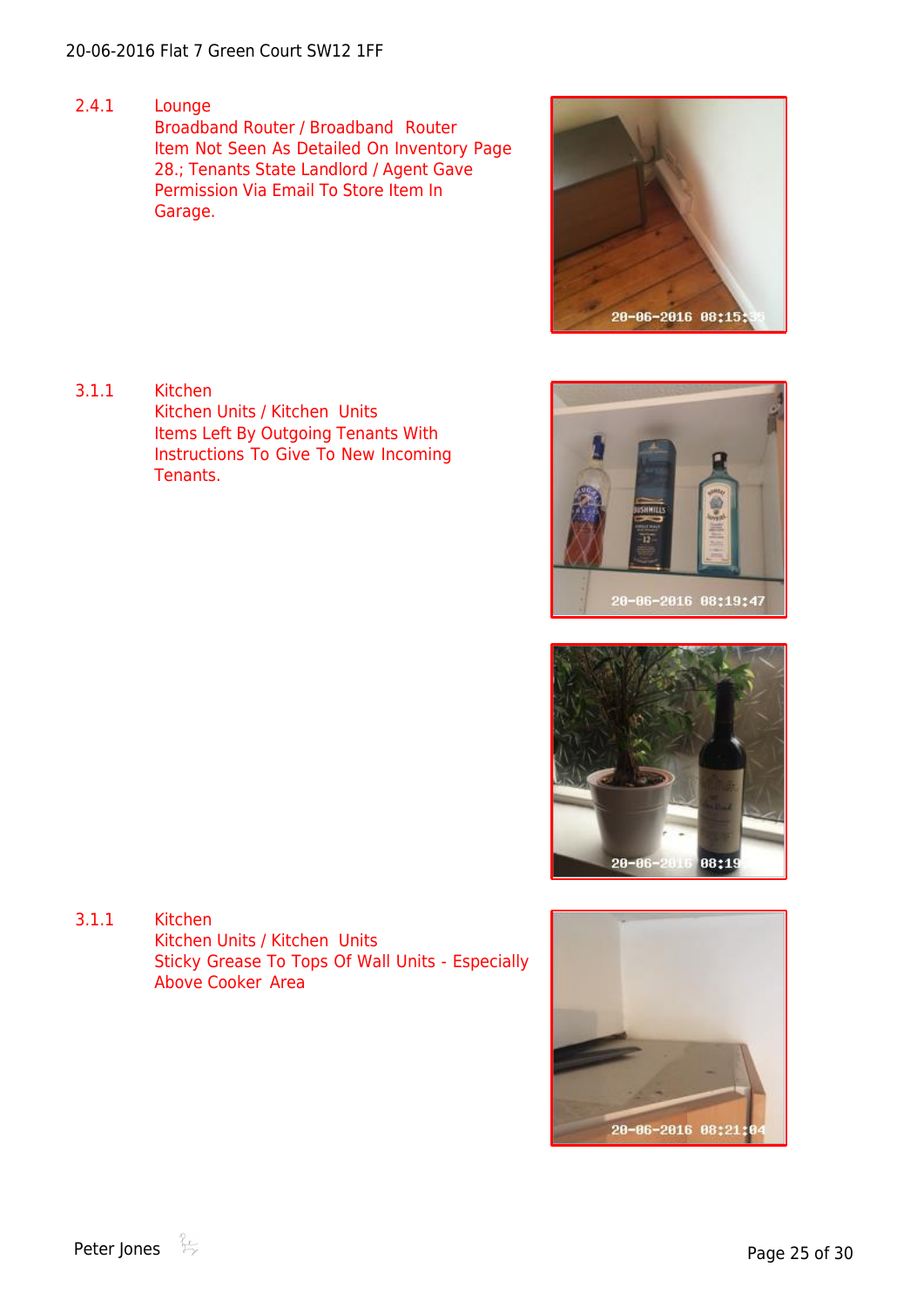2.4.1 Lounge
Broadband Router / Broadband Router
Item Not Seen As Detailed On Inventory Page 28.; Tenants State Landlord / Agent Gave Permission Via Email To Store Item In Garage.

3.1.1 Kitchen
Kitchen Units / Kitchen Units
Items Left By Outgoing Tenants With Instructions To Give To New Incoming Tenants.

3.1.1 Kitchen
Kitchen Units / Kitchen Units
Sticky Grease To Tops Of Wall Units - Especially Above Cooker Area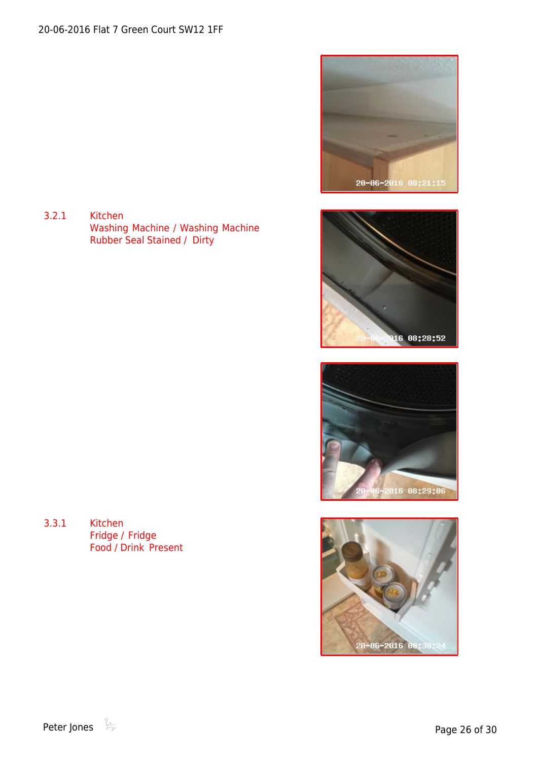3.2.1 Kitchen
Washing Machine / Washing Machine
Rubber Seal Stained / Dirty

3.3.1 Kitchen
Fridge / Fridge
Food / Drink Present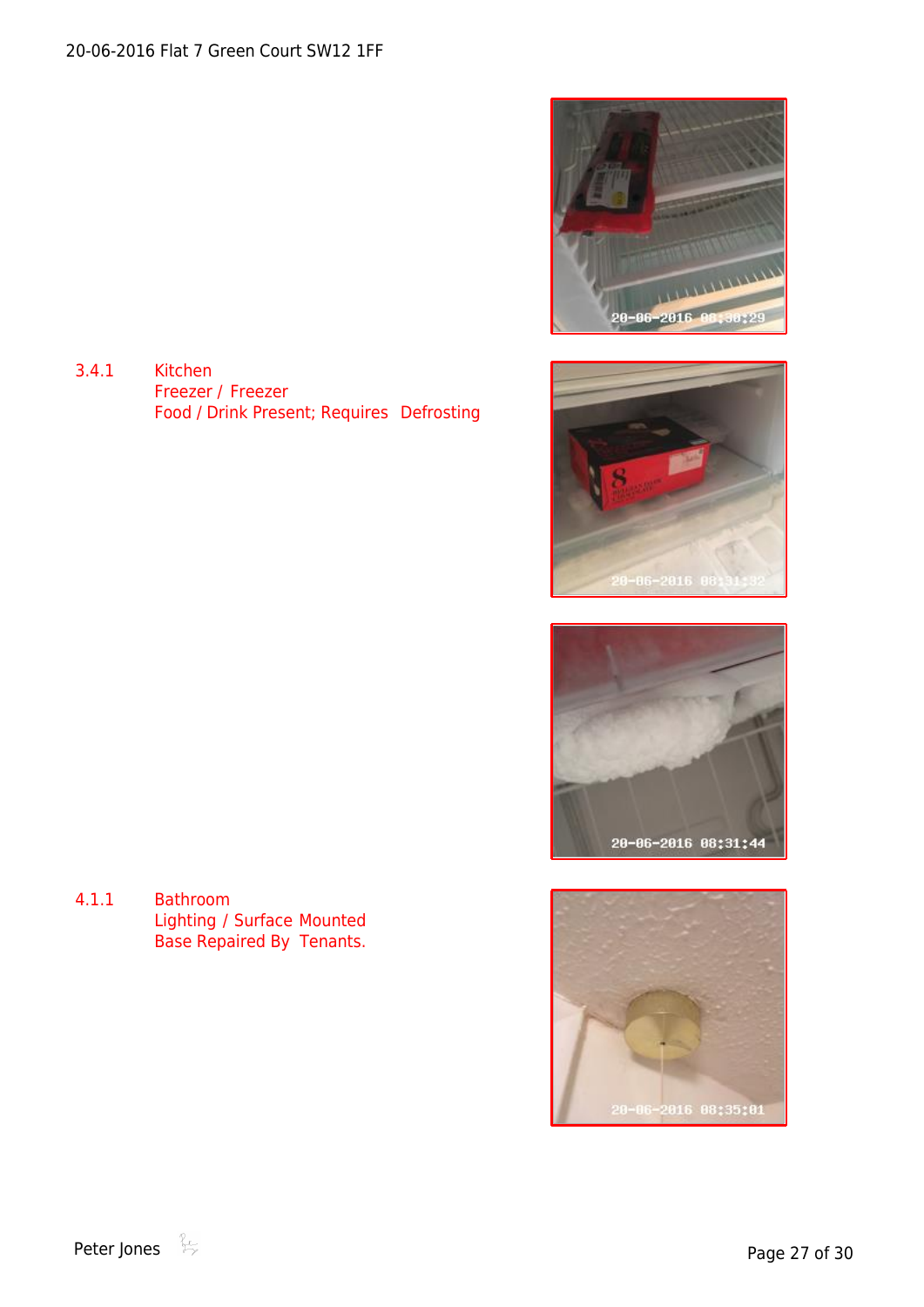20-06-2016 Flat 7 Green Court SW12 1FF

3.4.1 Kitchen
Freezer / Freezer
Food / Drink Present; Requires Defrosting

4.1.1 Bathroom
Lighting / Surface Mounted
Base Repaired By Tenants.

Peter Jones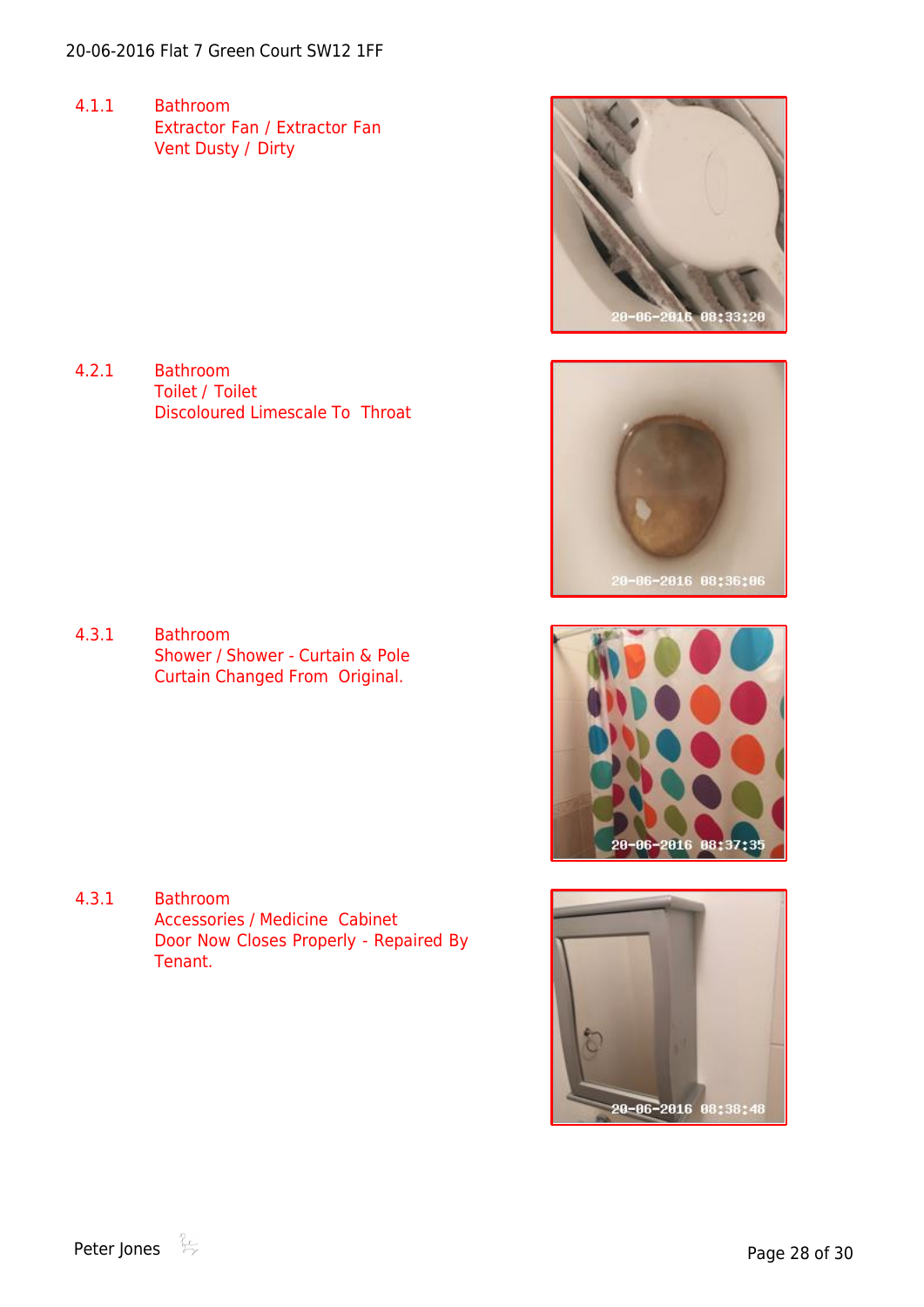| Ref | Item |
|---|---|
| 4.1.1 | Bathroom<br>Extractor Fan / Extractor Fan<br>Vent Dusty / Dirty |
| 4.2.1 | Bathroom<br>Toilet / Toilet<br>Discoloured Limescale To Throat |
| 4.3.1 | Bathroom<br>Shower / Shower - Curtain & Pole<br>Curtain Changed From Original. |
| 4.3.1 | Bathroom<br>Accessories / Medicine Cabinet<br>Door Now Closes Properly - Repaired By Tenant. |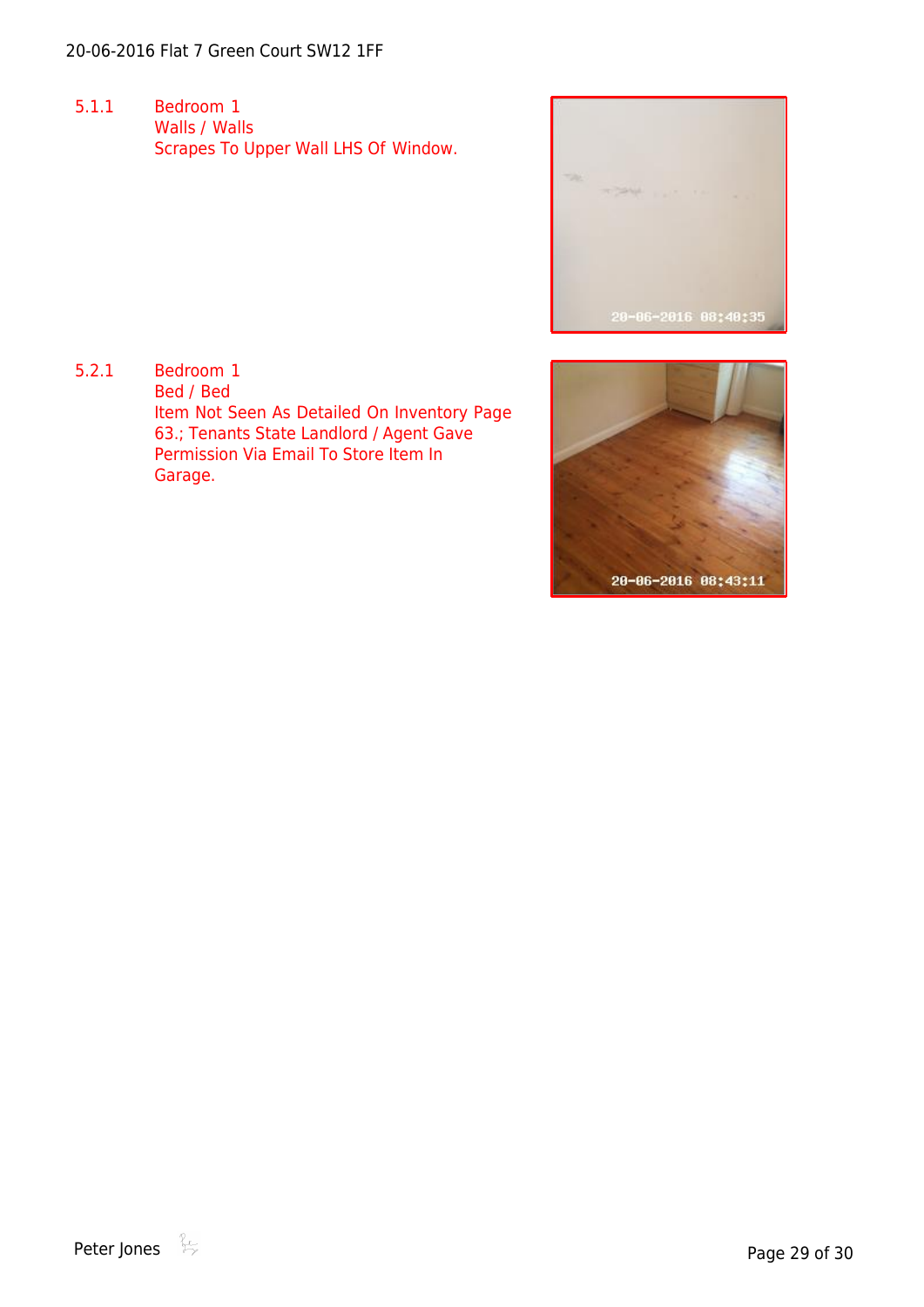5.1.1 Bedroom 1
Walls / Walls
Scrapes To Upper Wall LHS Of Window.

5.2.1 Bedroom 1
Bed / Bed
Item Not Seen As Detailed On Inventory Page 63.; Tenants State Landlord / Agent Gave Permission Via Email To Store Item In Garage.

Peter Jones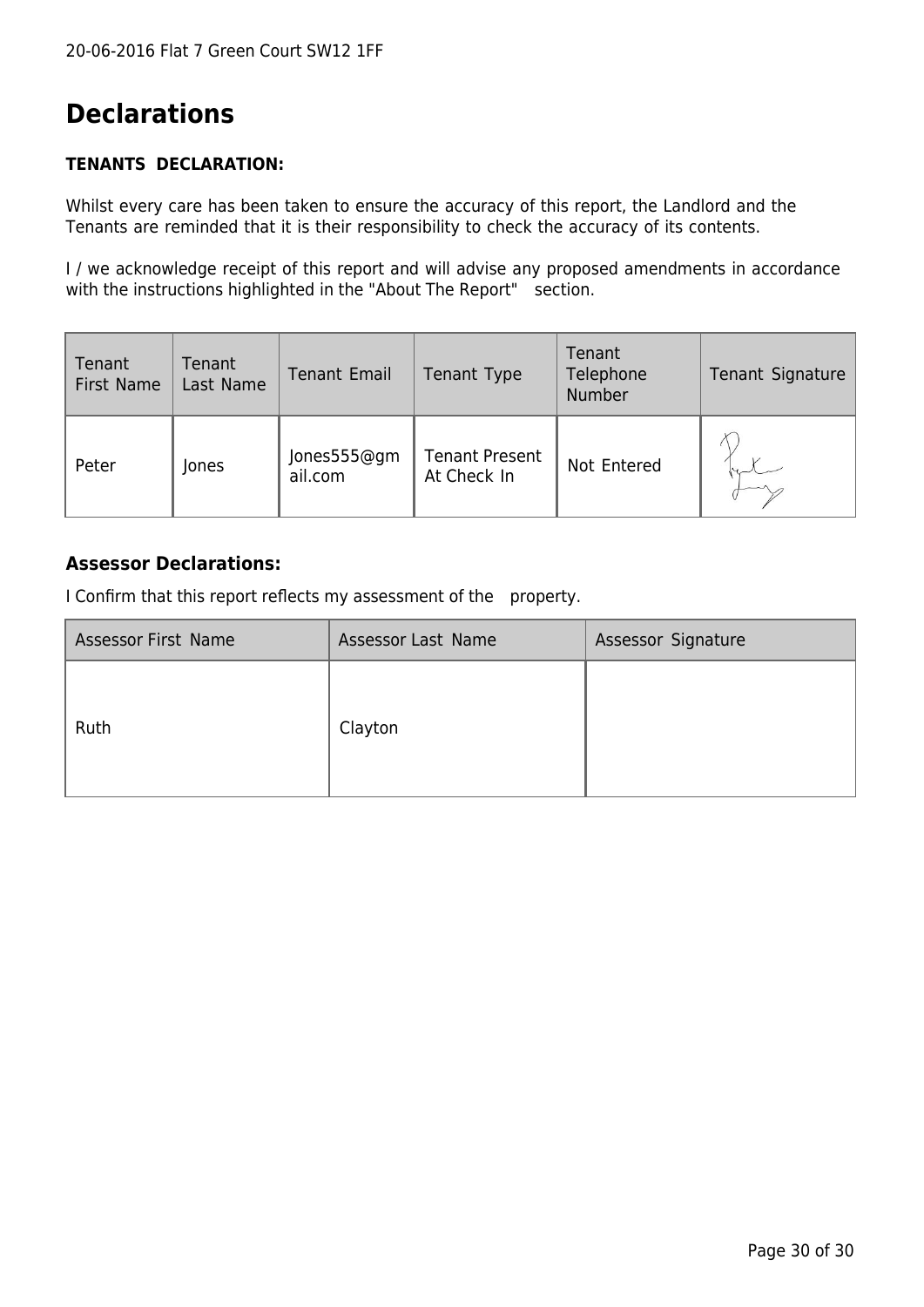# Declarations

**TENANTS DECLARATION:**

Whilst every care has been taken to ensure the accuracy of this report, the Landlord and the Tenants are reminded that it is their responsibility to check the accuracy of its contents.

I / we acknowledge receipt of this report and will advise any proposed amendments in accordance with the instructions highlighted in the "About The Report" section.

| Tenant First Name | Tenant Last Name | Tenant Email | Tenant Type | Tenant Telephone Number | Tenant Signature |
|---|---|---|---|---|---|
| Peter | Jones | Jones555@gmail.com | Tenant Present At Check In | Not Entered | |

### Assessor Declarations:

I Confirm that this report reflects my assessment of the property.

| Assessor First Name | Assessor Last Name | Assessor Signature |
|---|---|---|
| Ruth | Clayton | |